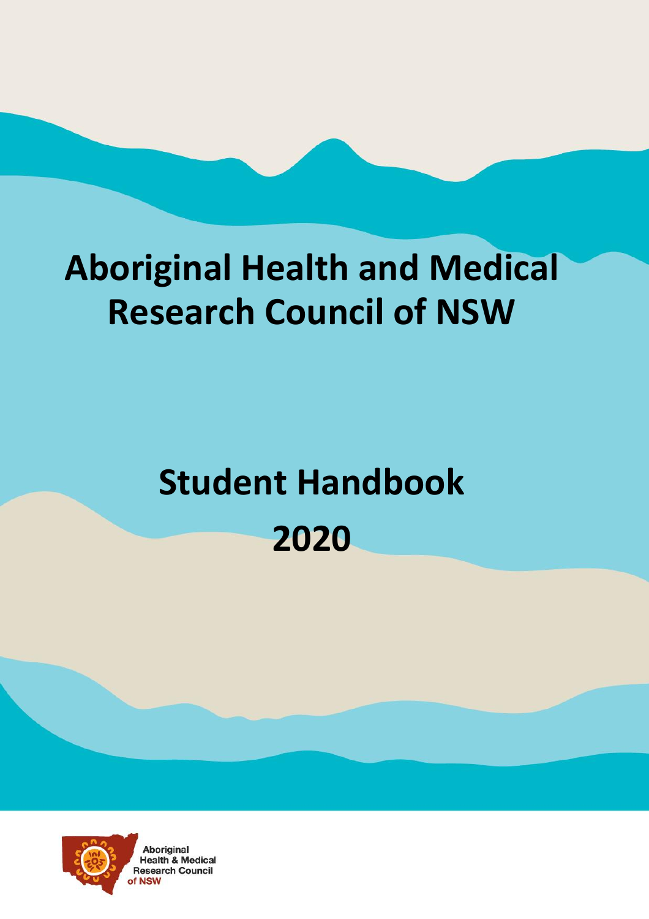# Aboriginal Health and Medical Research Council of NSW

# Student Handbook

# 2020

Aboriginal Health & Medical Research Council of NSW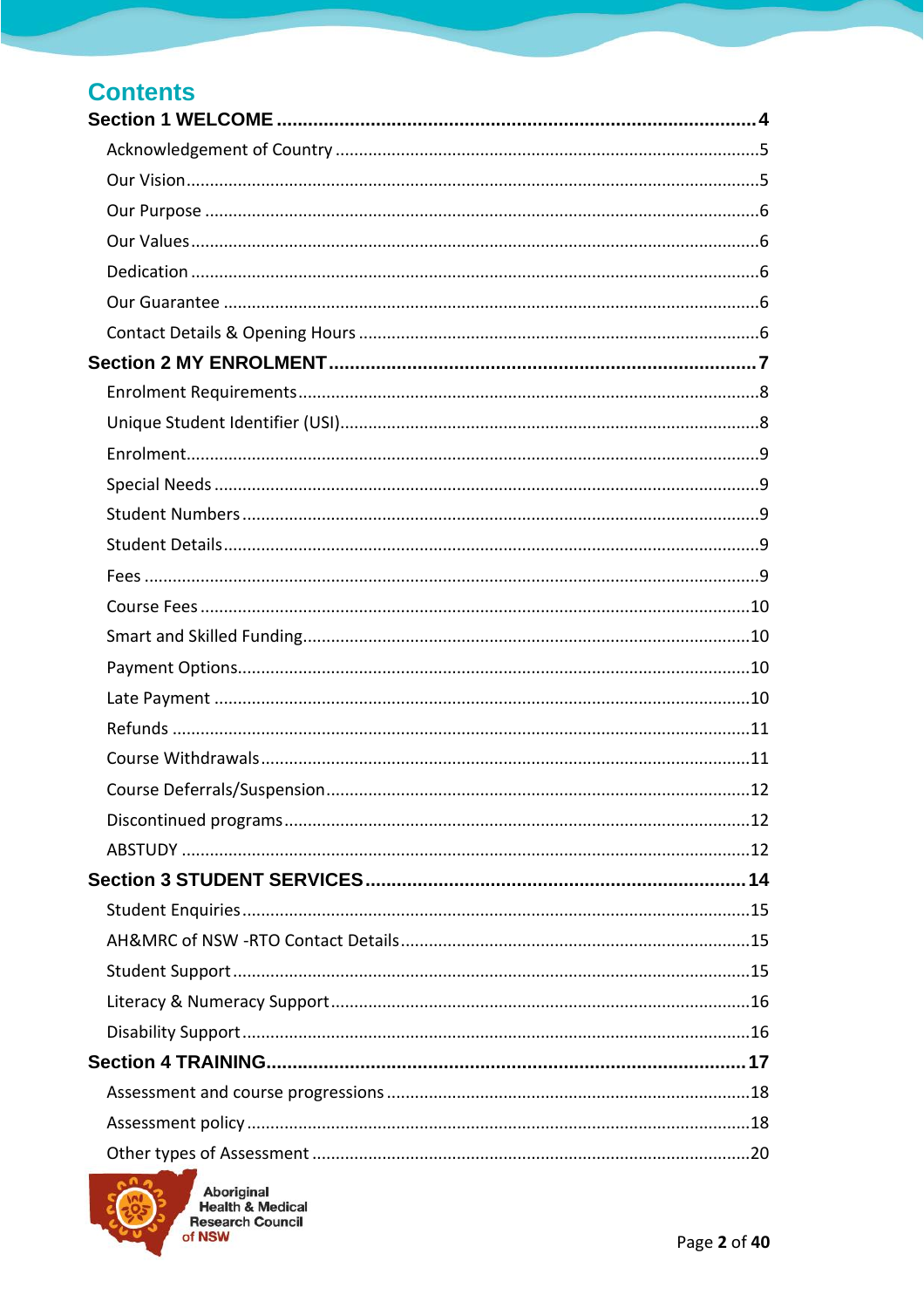# Contents

**Section 1 WELCOME** ....................................................................................... **4**

- Acknowledgement of Country .......................................................................... 5
- Our Vision ......................................................................................................... 5
- Our Purpose ..................................................................................................... 6
- Our Values ........................................................................................................ 6
- Dedication ........................................................................................................ 6
- Our Guarantee .................................................................................................. 6
- Contact Details & Opening Hours ..................................................................... 6

**Section 2 MY ENROLMENT** ............................................................................ **7**

- Enrolment Requirements .................................................................................. 8
- Unique Student Identifier (USI) ......................................................................... 8
- Enrolment .......................................................................................................... 9
- Special Needs .................................................................................................... 9
- Student Numbers ............................................................................................... 9
- Student Details .................................................................................................. 9
- Fees .................................................................................................................. 9
- Course Fees ..................................................................................................... 10
- Smart and Skilled Funding ............................................................................... 10
- Payment Options .............................................................................................. 10
- Late Payment ................................................................................................... 10
- Refunds ............................................................................................................ 11
- Course Withdrawals ......................................................................................... 11
- Course Deferrals/Suspension .......................................................................... 12
- Discontinued programs .................................................................................... 12
- ABSTUDY ......................................................................................................... 12

**Section 3 STUDENT SERVICES** .................................................................... **14**

- Student Enquiries ............................................................................................. 15
- AH&MRC of NSW -RTO Contact Details .......................................................... 15
- Student Support ............................................................................................... 15
- Literacy & Numeracy Support .......................................................................... 16
- Disability Support ............................................................................................. 16

**Section 4 TRAINING** ....................................................................................... **17**

- Assessment and course progressions .............................................................. 18
- Assessment policy ............................................................................................ 18
- Other types of Assessment ............................................................................... 20

Aboriginal Health & Medical Research Council of NSW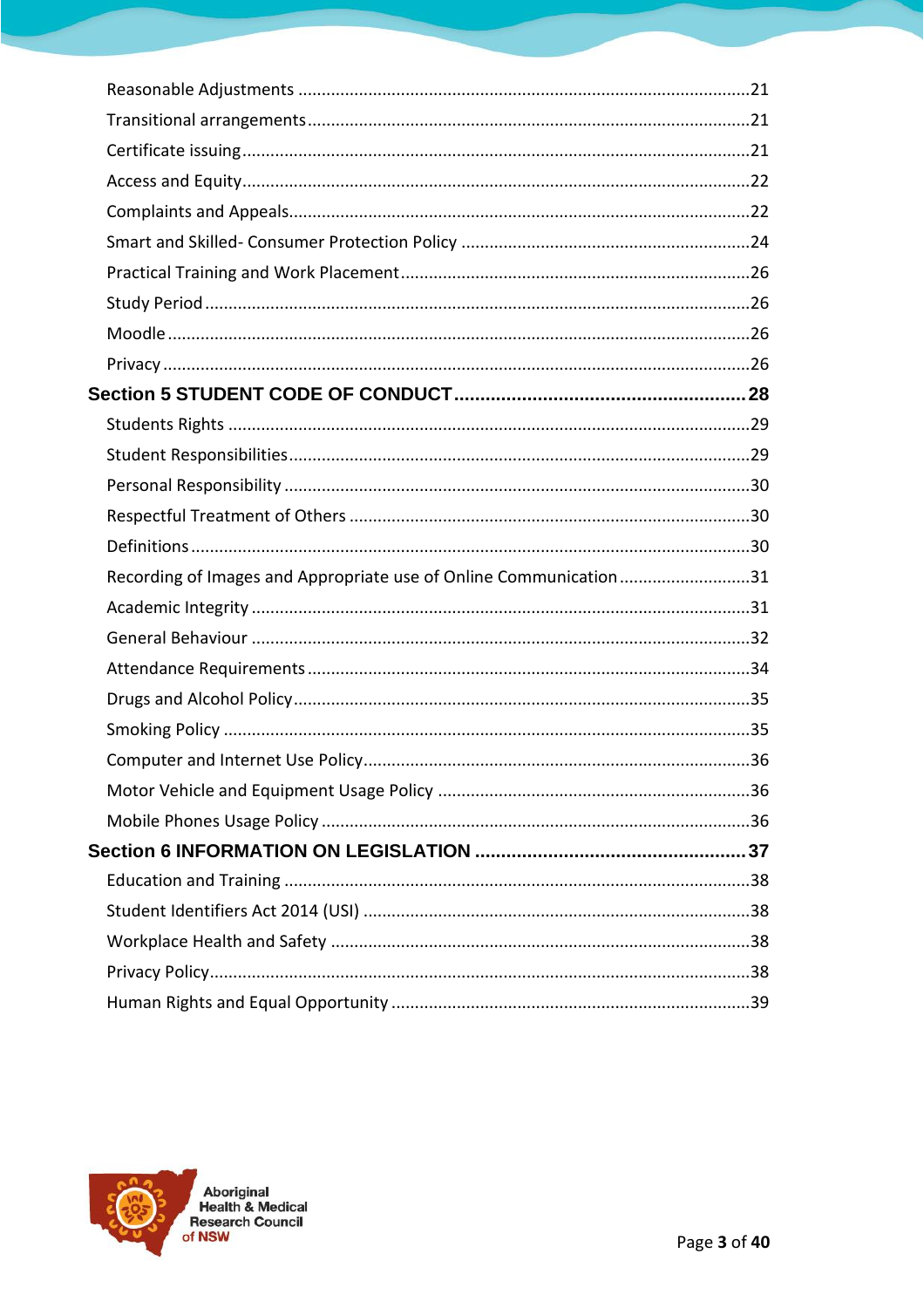Reasonable Adjustments ....................................................................................................21

Transitional arrangements.................................................................................................21

Certificate issuing...............................................................................................................21

Access and Equity...............................................................................................................22

Complaints and Appeals.....................................................................................................22

Smart and Skilled- Consumer Protection Policy ................................................................24

Practical Training and Work Placement.............................................................................26

Study Period.......................................................................................................................26

Moodle...............................................................................................................................26

Privacy................................................................................................................................26

**Section 5 STUDENT CODE OF CONDUCT.......................................................28**

Students Rights ..................................................................................................................29

Student Responsibilities.....................................................................................................29

Personal Responsibility ......................................................................................................30

Respectful Treatment of Others ........................................................................................30

Definitions..........................................................................................................................30

Recording of Images and Appropriate use of Online Communication..............................31

Academic Integrity .............................................................................................................31

General Behaviour .............................................................................................................32

Attendance Requirements.................................................................................................34

Drugs and Alcohol Policy....................................................................................................35

Smoking Policy ...................................................................................................................35

Computer and Internet Use Policy.....................................................................................36

Motor Vehicle and Equipment Usage Policy .....................................................................36

Mobile Phones Usage Policy ..............................................................................................36

**Section 6 INFORMATION ON LEGISLATION ...................................................37**

Education and Training ......................................................................................................38

Student Identifiers Act 2014 (USI) .....................................................................................38

Workplace Health and Safety ............................................................................................38

Privacy Policy......................................................................................................................38

Human Rights and Equal Opportunity ...............................................................................39

Aboriginal Health & Medical Research Council of NSW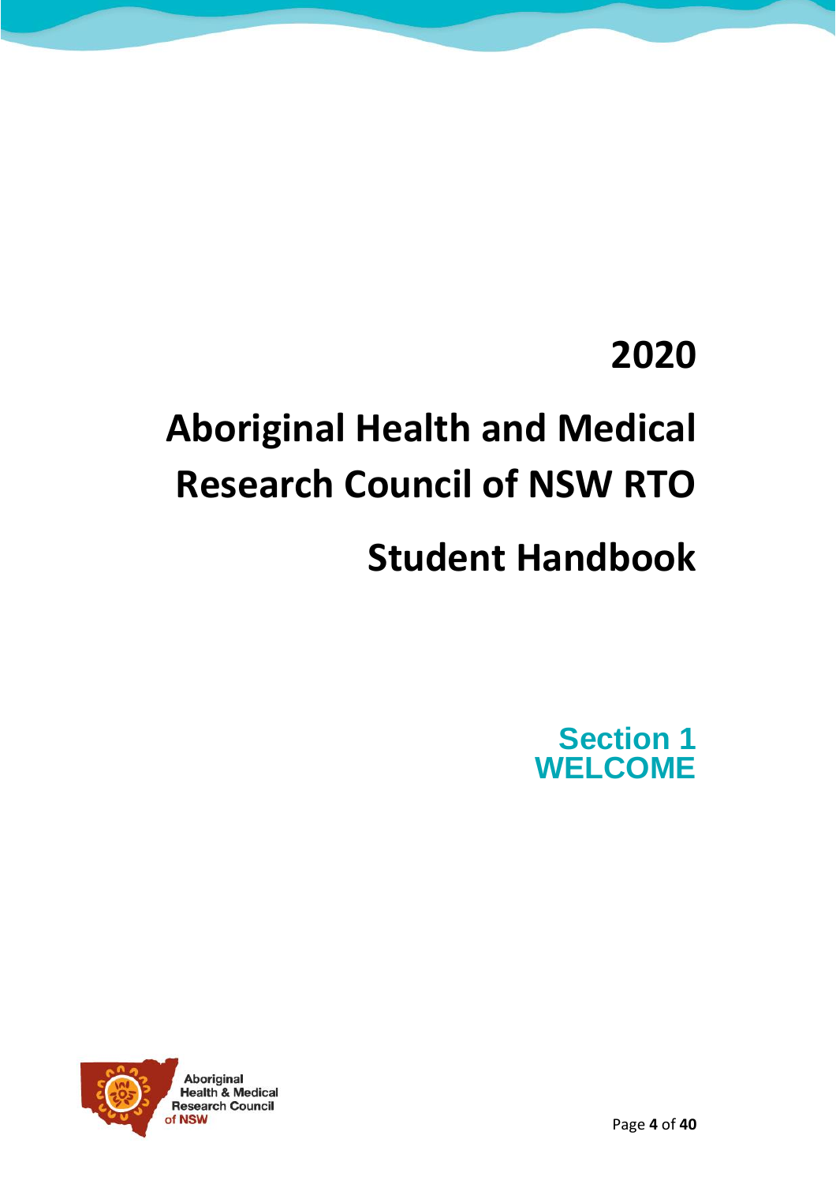# 2020

# Aboriginal Health and Medical Research Council of NSW RTO

# Student Handbook

## Section 1
## WELCOME

Aboriginal Health & Medical Research Council of NSW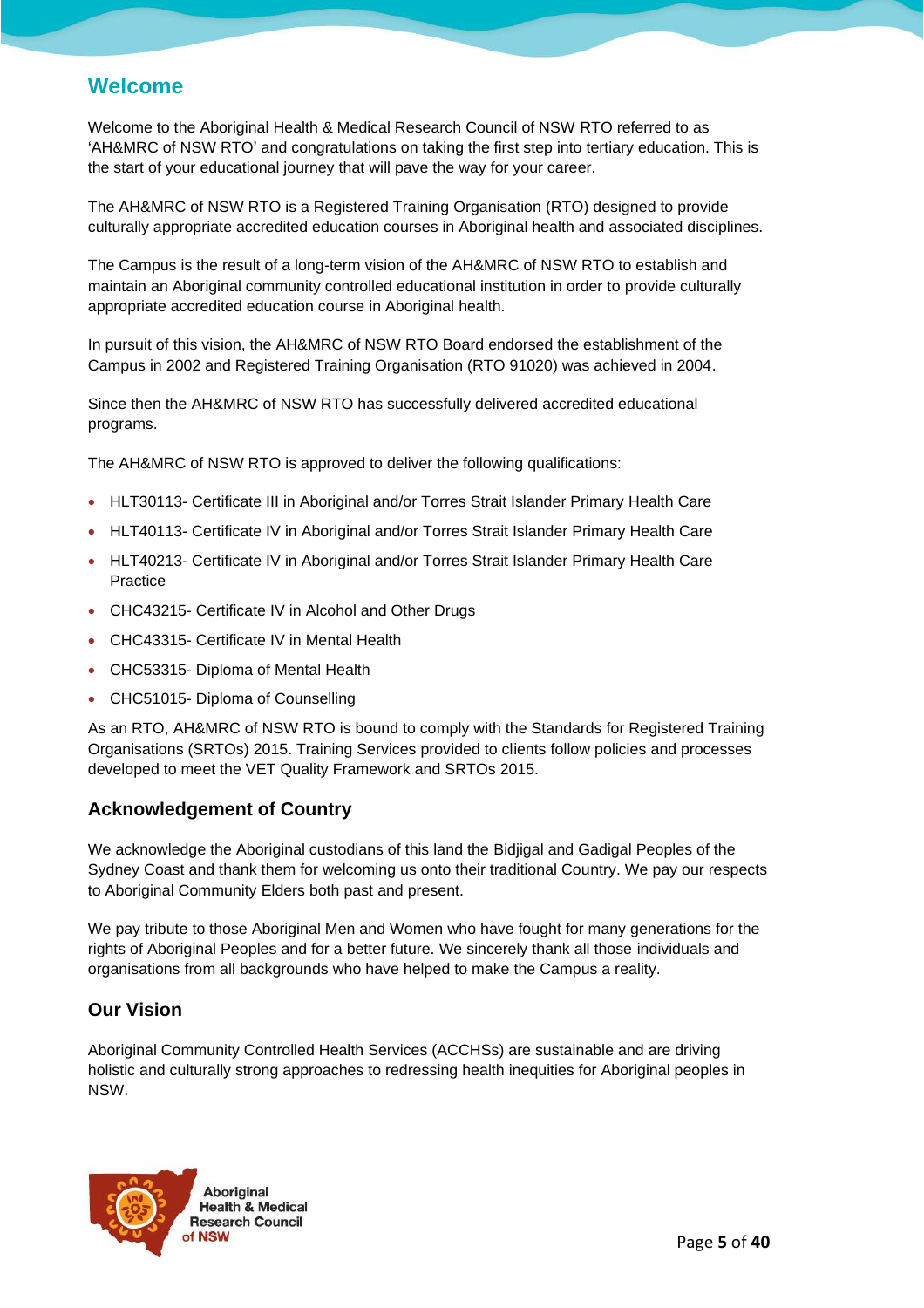## Welcome

Welcome to the Aboriginal Health & Medical Research Council of NSW RTO referred to as 'AH&MRC of NSW RTO' and congratulations on taking the first step into tertiary education. This is the start of your educational journey that will pave the way for your career.

The AH&MRC of NSW RTO is a Registered Training Organisation (RTO) designed to provide culturally appropriate accredited education courses in Aboriginal health and associated disciplines.

The Campus is the result of a long-term vision of the AH&MRC of NSW RTO to establish and maintain an Aboriginal community controlled educational institution in order to provide culturally appropriate accredited education course in Aboriginal health.

In pursuit of this vision, the AH&MRC of NSW RTO Board endorsed the establishment of the Campus in 2002 and Registered Training Organisation (RTO 91020) was achieved in 2004.

Since then the AH&MRC of NSW RTO has successfully delivered accredited educational programs.

The AH&MRC of NSW RTO is approved to deliver the following qualifications:

- HLT30113- Certificate III in Aboriginal and/or Torres Strait Islander Primary Health Care
- HLT40113- Certificate IV in Aboriginal and/or Torres Strait Islander Primary Health Care
- HLT40213- Certificate IV in Aboriginal and/or Torres Strait Islander Primary Health Care Practice
- CHC43215- Certificate IV in Alcohol and Other Drugs
- CHC43315- Certificate IV in Mental Health
- CHC53315- Diploma of Mental Health
- CHC51015- Diploma of Counselling

As an RTO, AH&MRC of NSW RTO is bound to comply with the Standards for Registered Training Organisations (SRTOs) 2015. Training Services provided to clients follow policies and processes developed to meet the VET Quality Framework and SRTOs 2015.

### Acknowledgement of Country

We acknowledge the Aboriginal custodians of this land the Bidjigal and Gadigal Peoples of the Sydney Coast and thank them for welcoming us onto their traditional Country. We pay our respects to Aboriginal Community Elders both past and present.

We pay tribute to those Aboriginal Men and Women who have fought for many generations for the rights of Aboriginal Peoples and for a better future. We sincerely thank all those individuals and organisations from all backgrounds who have helped to make the Campus a reality.

### Our Vision

Aboriginal Community Controlled Health Services (ACCHSs) are sustainable and are driving holistic and culturally strong approaches to redressing health inequities for Aboriginal peoples in NSW.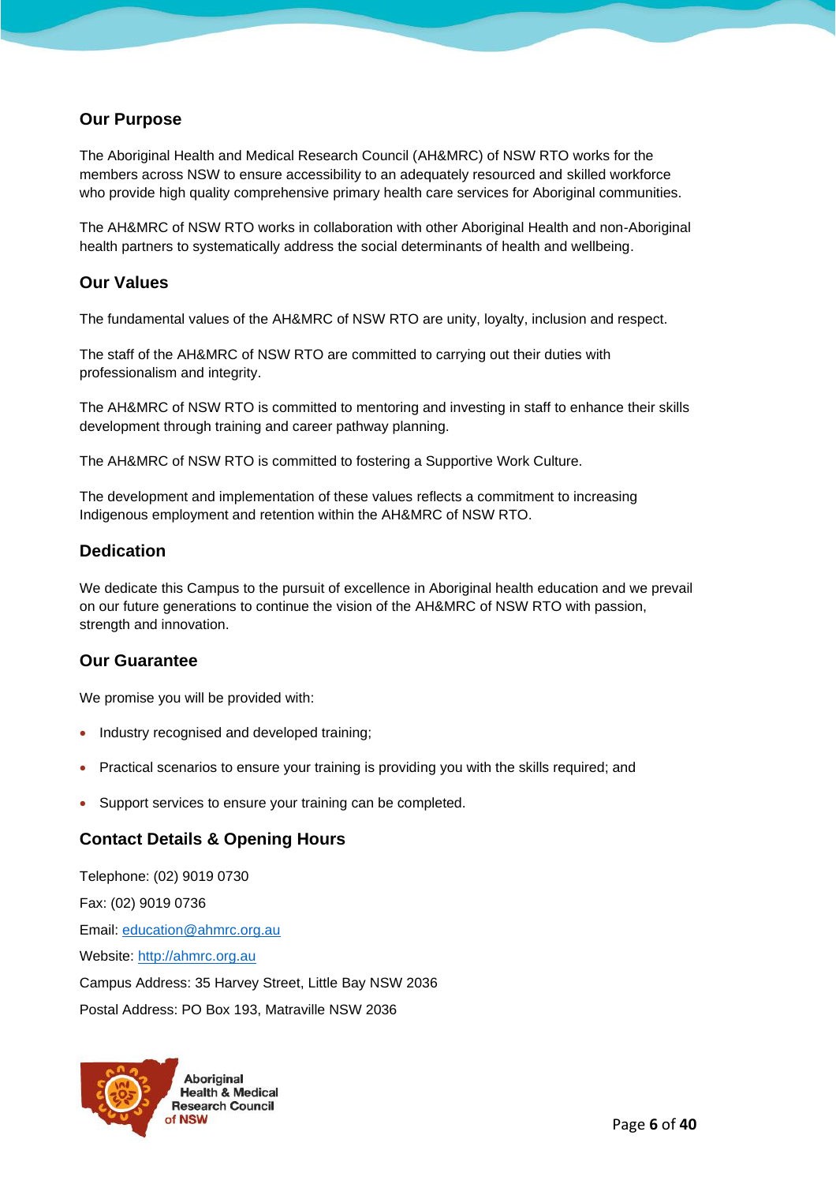## Our Purpose

The Aboriginal Health and Medical Research Council (AH&MRC) of NSW RTO works for the members across NSW to ensure accessibility to an adequately resourced and skilled workforce who provide high quality comprehensive primary health care services for Aboriginal communities.

The AH&MRC of NSW RTO works in collaboration with other Aboriginal Health and non-Aboriginal health partners to systematically address the social determinants of health and wellbeing.

## Our Values

The fundamental values of the AH&MRC of NSW RTO are unity, loyalty, inclusion and respect.

The staff of the AH&MRC of NSW RTO are committed to carrying out their duties with professionalism and integrity.

The AH&MRC of NSW RTO is committed to mentoring and investing in staff to enhance their skills development through training and career pathway planning.

The AH&MRC of NSW RTO is committed to fostering a Supportive Work Culture.

The development and implementation of these values reflects a commitment to increasing Indigenous employment and retention within the AH&MRC of NSW RTO.

## Dedication

We dedicate this Campus to the pursuit of excellence in Aboriginal health education and we prevail on our future generations to continue the vision of the AH&MRC of NSW RTO with passion, strength and innovation.

## Our Guarantee

We promise you will be provided with:

- Industry recognised and developed training;
- Practical scenarios to ensure your training is providing you with the skills required; and
- Support services to ensure your training can be completed.

## Contact Details & Opening Hours

Telephone: (02) 9019 0730

Fax: (02) 9019 0736

Email: education@ahmrc.org.au

Website: http://ahmrc.org.au

Campus Address: 35 Harvey Street, Little Bay NSW 2036

Postal Address: PO Box 193, Matraville NSW 2036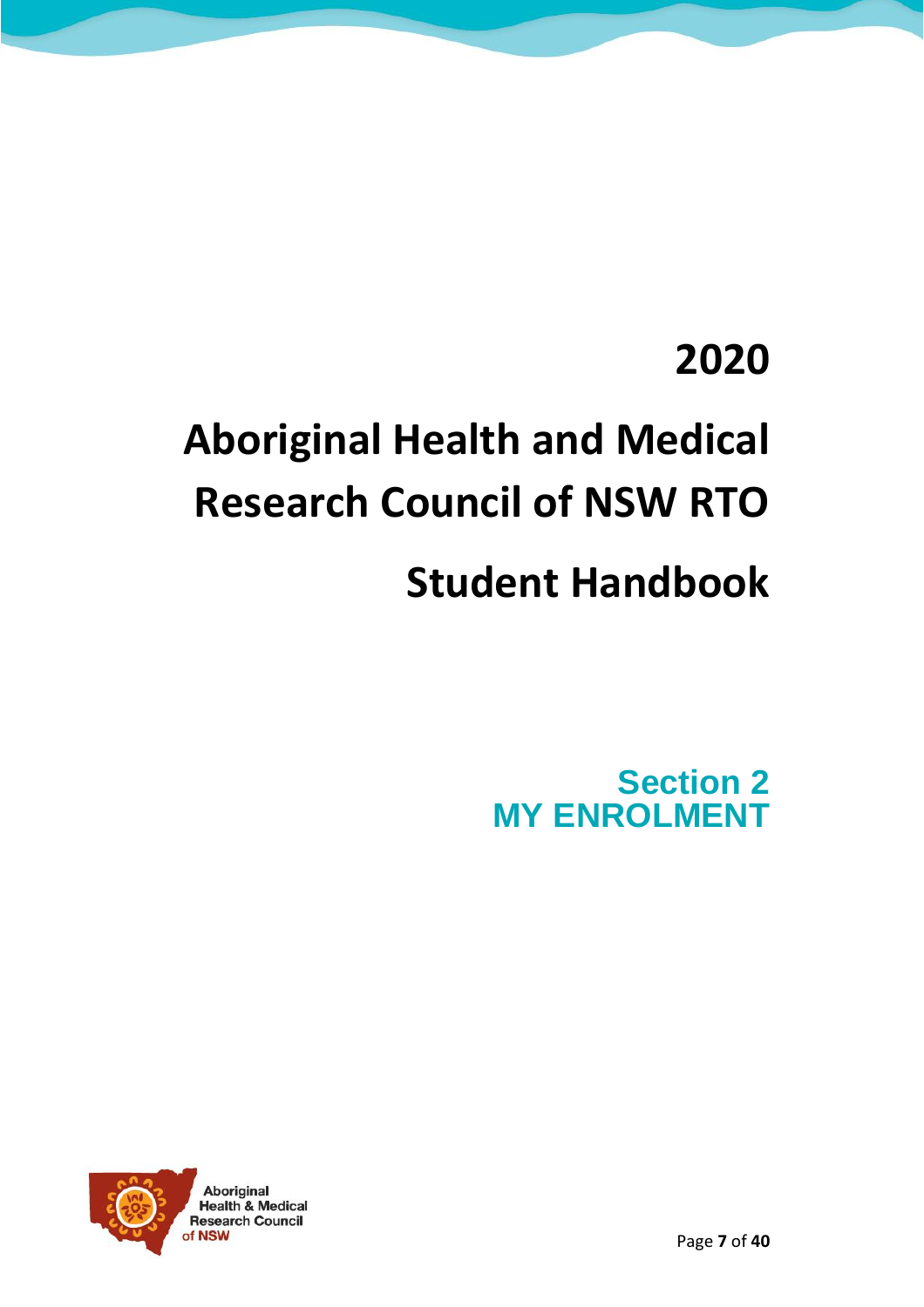# 2020

# Aboriginal Health and Medical Research Council of NSW RTO

# Student Handbook

## Section 2
## MY ENROLMENT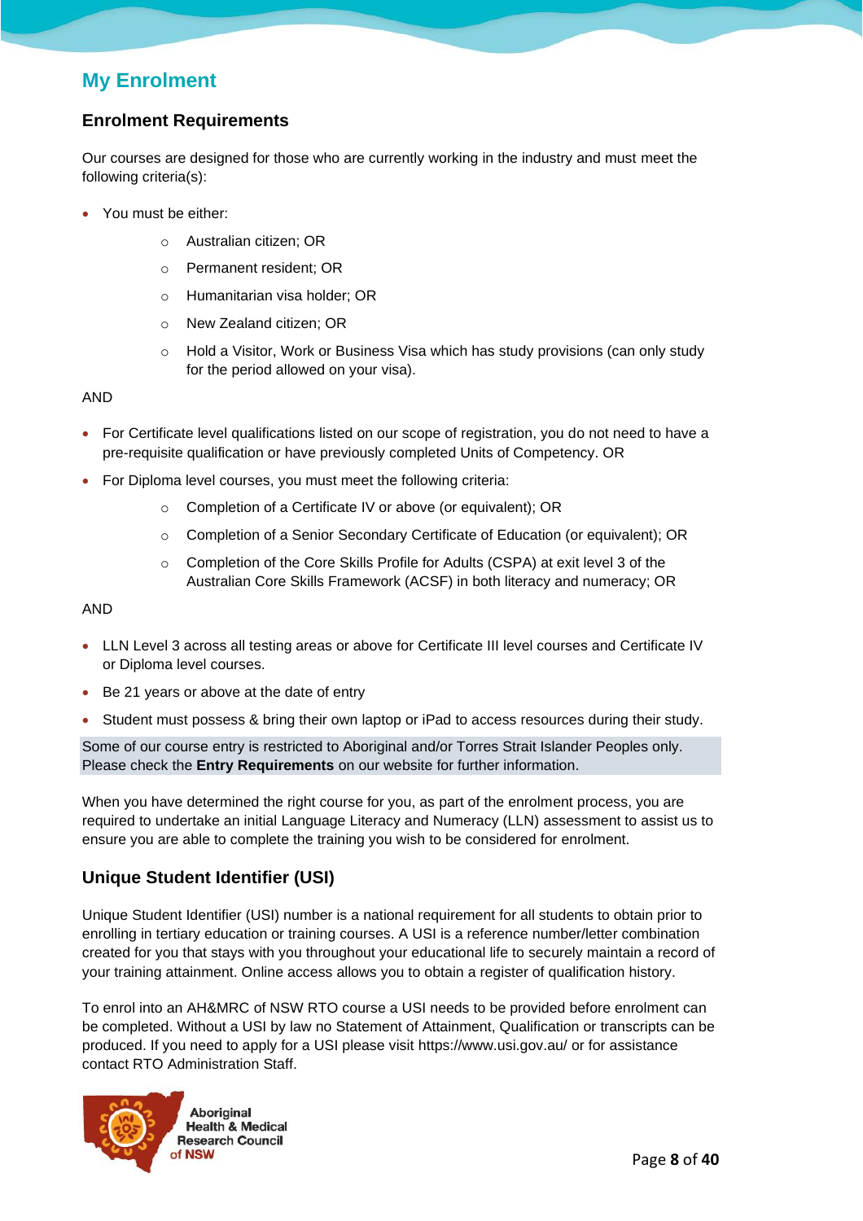## My Enrolment

### Enrolment Requirements

Our courses are designed for those who are currently working in the industry and must meet the following criteria(s):

- You must be either:
  - Australian citizen; OR
  - Permanent resident; OR
  - Humanitarian visa holder; OR
  - New Zealand citizen; OR
  - Hold a Visitor, Work or Business Visa which has study provisions (can only study for the period allowed on your visa).

AND

- For Certificate level qualifications listed on our scope of registration, you do not need to have a pre-requisite qualification or have previously completed Units of Competency. OR
- For Diploma level courses, you must meet the following criteria:
  - Completion of a Certificate IV or above (or equivalent); OR
  - Completion of a Senior Secondary Certificate of Education (or equivalent); OR
  - Completion of the Core Skills Profile for Adults (CSPA) at exit level 3 of the Australian Core Skills Framework (ACSF) in both literacy and numeracy; OR

AND

- LLN Level 3 across all testing areas or above for Certificate III level courses and Certificate IV or Diploma level courses.
- Be 21 years or above at the date of entry
- Student must possess & bring their own laptop or iPad to access resources during their study.

Some of our course entry is restricted to Aboriginal and/or Torres Strait Islander Peoples only. Please check the **Entry Requirements** on our website for further information.

When you have determined the right course for you, as part of the enrolment process, you are required to undertake an initial Language Literacy and Numeracy (LLN) assessment to assist us to ensure you are able to complete the training you wish to be considered for enrolment.

### Unique Student Identifier (USI)

Unique Student Identifier (USI) number is a national requirement for all students to obtain prior to enrolling in tertiary education or training courses. A USI is a reference number/letter combination created for you that stays with you throughout your educational life to securely maintain a record of your training attainment. Online access allows you to obtain a register of qualification history.

To enrol into an AH&MRC of NSW RTO course a USI needs to be provided before enrolment can be completed. Without a USI by law no Statement of Attainment, Qualification or transcripts can be produced. If you need to apply for a USI please visit https://www.usi.gov.au/ or for assistance contact RTO Administration Staff.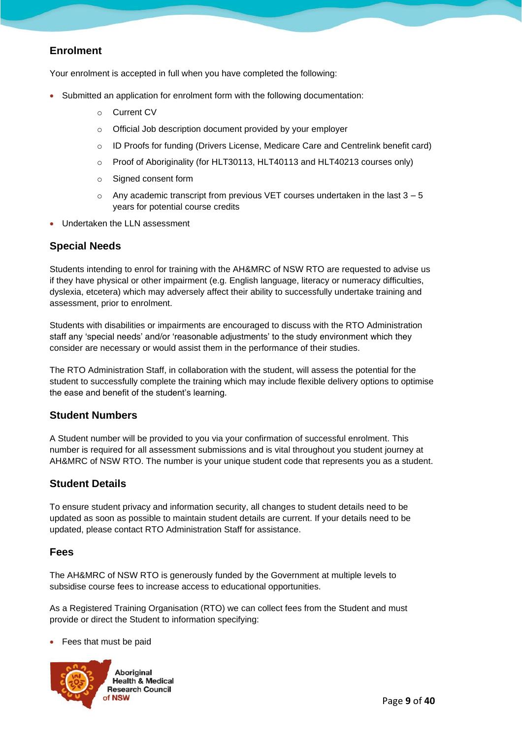## Enrolment

Your enrolment is accepted in full when you have completed the following:

- Submitted an application for enrolment form with the following documentation:
    - Current CV
    - Official Job description document provided by your employer
    - ID Proofs for funding (Drivers License, Medicare Care and Centrelink benefit card)
    - Proof of Aboriginality (for HLT30113, HLT40113 and HLT40213 courses only)
    - Signed consent form
    - Any academic transcript from previous VET courses undertaken in the last 3 – 5 years for potential course credits
- Undertaken the LLN assessment

## Special Needs

Students intending to enrol for training with the AH&MRC of NSW RTO are requested to advise us if they have physical or other impairment (e.g. English language, literacy or numeracy difficulties, dyslexia, etcetera) which may adversely affect their ability to successfully undertake training and assessment, prior to enrolment.

Students with disabilities or impairments are encouraged to discuss with the RTO Administration staff any 'special needs' and/or 'reasonable adjustments' to the study environment which they consider are necessary or would assist them in the performance of their studies.

The RTO Administration Staff, in collaboration with the student, will assess the potential for the student to successfully complete the training which may include flexible delivery options to optimise the ease and benefit of the student's learning.

## Student Numbers

A Student number will be provided to you via your confirmation of successful enrolment. This number is required for all assessment submissions and is vital throughout you student journey at AH&MRC of NSW RTO. The number is your unique student code that represents you as a student.

## Student Details

To ensure student privacy and information security, all changes to student details need to be updated as soon as possible to maintain student details are current. If your details need to be updated, please contact RTO Administration Staff for assistance.

## Fees

The AH&MRC of NSW RTO is generously funded by the Government at multiple levels to subsidise course fees to increase access to educational opportunities.

As a Registered Training Organisation (RTO) we can collect fees from the Student and must provide or direct the Student to information specifying:

- Fees that must be paid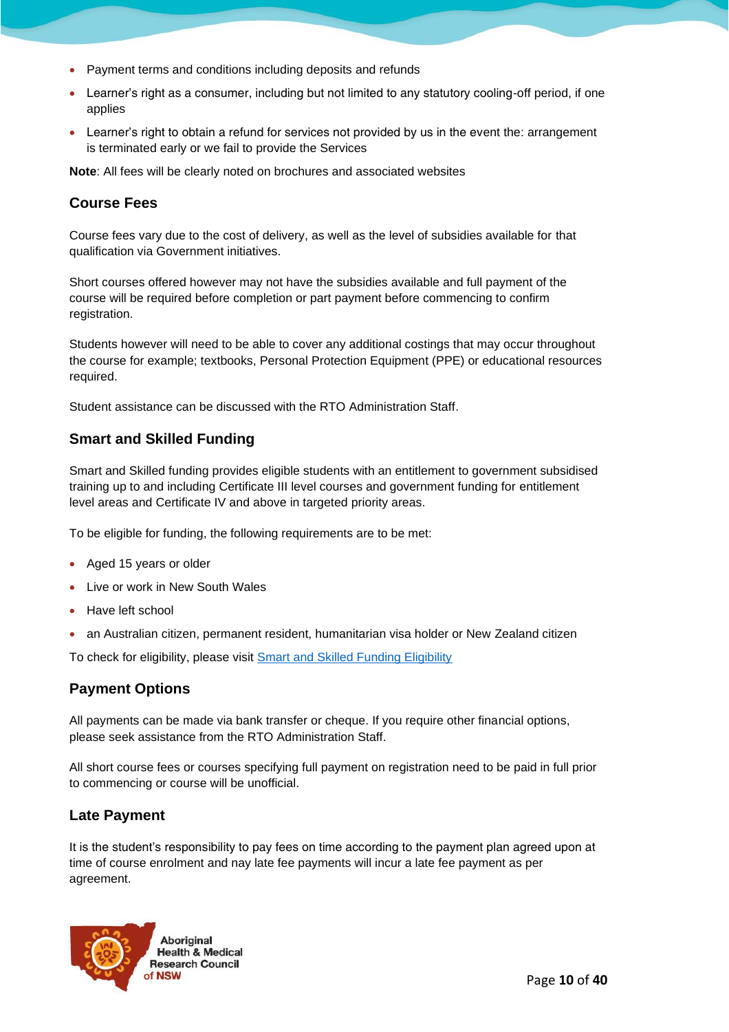- Payment terms and conditions including deposits and refunds
- Learner's right as a consumer, including but not limited to any statutory cooling-off period, if one applies
- Learner's right to obtain a refund for services not provided by us in the event the: arrangement is terminated early or we fail to provide the Services

**Note**: All fees will be clearly noted on brochures and associated websites

### Course Fees

Course fees vary due to the cost of delivery, as well as the level of subsidies available for that qualification via Government initiatives.

Short courses offered however may not have the subsidies available and full payment of the course will be required before completion or part payment before commencing to confirm registration.

Students however will need to be able to cover any additional costings that may occur throughout the course for example; textbooks, Personal Protection Equipment (PPE) or educational resources required.

Student assistance can be discussed with the RTO Administration Staff.

### Smart and Skilled Funding

Smart and Skilled funding provides eligible students with an entitlement to government subsidised training up to and including Certificate III level courses and government funding for entitlement level areas and Certificate IV and above in targeted priority areas.

To be eligible for funding, the following requirements are to be met:

- Aged 15 years or older
- Live or work in New South Wales
- Have left school
- an Australian citizen, permanent resident, humanitarian visa holder or New Zealand citizen

To check for eligibility, please visit Smart and Skilled Funding Eligibility

### Payment Options

All payments can be made via bank transfer or cheque. If you require other financial options, please seek assistance from the RTO Administration Staff.

All short course fees or courses specifying full payment on registration need to be paid in full prior to commencing or course will be unofficial.

### Late Payment

It is the student's responsibility to pay fees on time according to the payment plan agreed upon at time of course enrolment and nay late fee payments will incur a late fee payment as per agreement.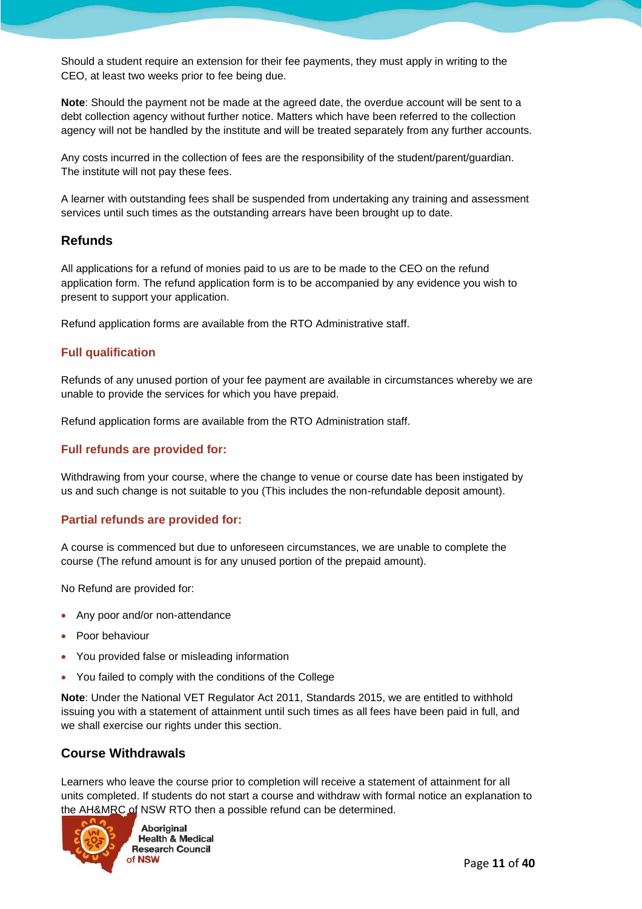Should a student require an extension for their fee payments, they must apply in writing to the CEO, at least two weeks prior to fee being due.

**Note**: Should the payment not be made at the agreed date, the overdue account will be sent to a debt collection agency without further notice. Matters which have been referred to the collection agency will not be handled by the institute and will be treated separately from any further accounts.

Any costs incurred in the collection of fees are the responsibility of the student/parent/guardian. The institute will not pay these fees.

A learner with outstanding fees shall be suspended from undertaking any training and assessment services until such times as the outstanding arrears have been brought up to date.

## Refunds

All applications for a refund of monies paid to us are to be made to the CEO on the refund application form. The refund application form is to be accompanied by any evidence you wish to present to support your application.

Refund application forms are available from the RTO Administrative staff.

### Full qualification

Refunds of any unused portion of your fee payment are available in circumstances whereby we are unable to provide the services for which you have prepaid.

Refund application forms are available from the RTO Administration staff.

### Full refunds are provided for:

Withdrawing from your course, where the change to venue or course date has been instigated by us and such change is not suitable to you (This includes the non-refundable deposit amount).

### Partial refunds are provided for:

A course is commenced but due to unforeseen circumstances, we are unable to complete the course (The refund amount is for any unused portion of the prepaid amount).

No Refund are provided for:

- Any poor and/or non-attendance
- Poor behaviour
- You provided false or misleading information
- You failed to comply with the conditions of the College

**Note**: Under the National VET Regulator Act 2011, Standards 2015, we are entitled to withhold issuing you with a statement of attainment until such times as all fees have been paid in full, and we shall exercise our rights under this section.

## Course Withdrawals

Learners who leave the course prior to completion will receive a statement of attainment for all units completed. If students do not start a course and withdraw with formal notice an explanation to the AH&MRC of NSW RTO then a possible refund can be determined.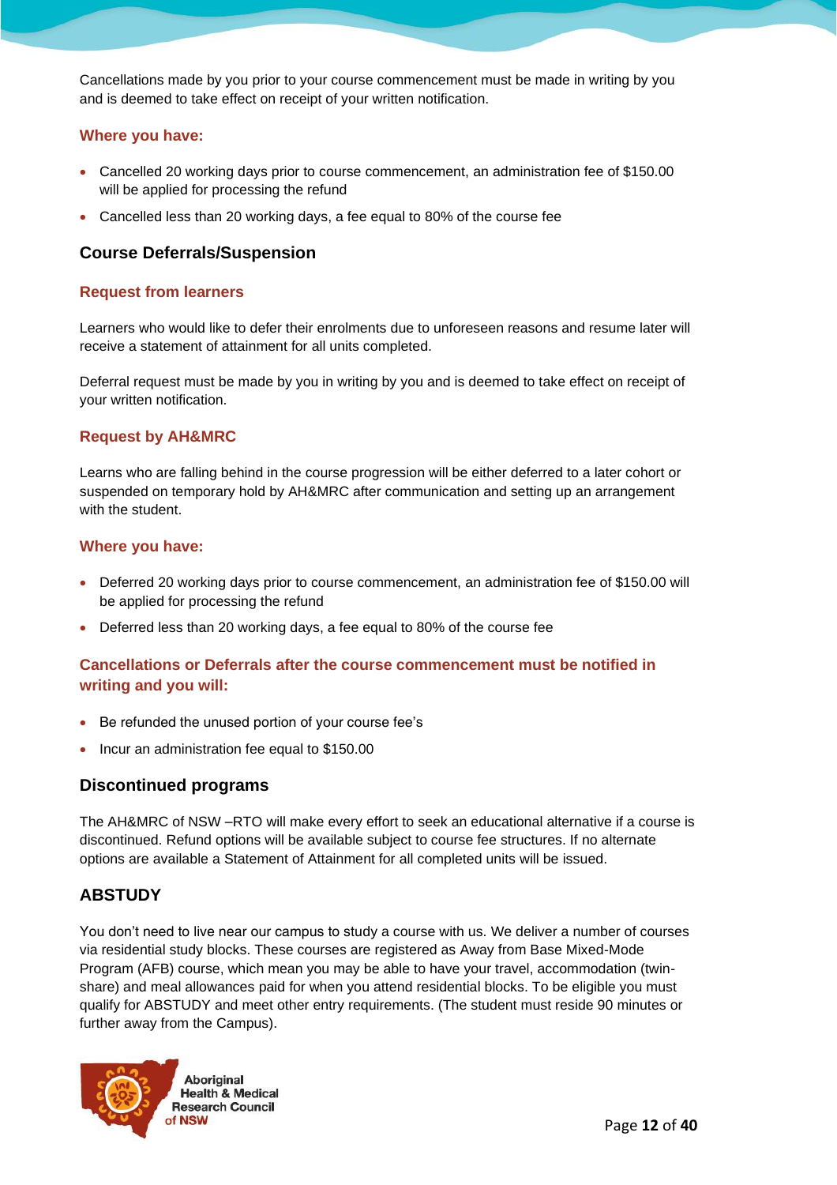Cancellations made by you prior to your course commencement must be made in writing by you and is deemed to take effect on receipt of your written notification.

#### Where you have:

- Cancelled 20 working days prior to course commencement, an administration fee of $150.00 will be applied for processing the refund
- Cancelled less than 20 working days, a fee equal to 80% of the course fee

### Course Deferrals/Suspension

#### Request from learners

Learners who would like to defer their enrolments due to unforeseen reasons and resume later will receive a statement of attainment for all units completed.

Deferral request must be made by you in writing by you and is deemed to take effect on receipt of your written notification.

#### Request by AH&MRC

Learns who are falling behind in the course progression will be either deferred to a later cohort or suspended on temporary hold by AH&MRC after communication and setting up an arrangement with the student.

#### Where you have:

- Deferred 20 working days prior to course commencement, an administration fee of $150.00 will be applied for processing the refund
- Deferred less than 20 working days, a fee equal to 80% of the course fee

#### Cancellations or Deferrals after the course commencement must be notified in writing and you will:

- Be refunded the unused portion of your course fee's
- Incur an administration fee equal to $150.00

### Discontinued programs

The AH&MRC of NSW –RTO will make every effort to seek an educational alternative if a course is discontinued. Refund options will be available subject to course fee structures. If no alternate options are available a Statement of Attainment for all completed units will be issued.

### ABSTUDY

You don't need to live near our campus to study a course with us. We deliver a number of courses via residential study blocks. These courses are registered as Away from Base Mixed-Mode Program (AFB) course, which mean you may be able to have your travel, accommodation (twin-share) and meal allowances paid for when you attend residential blocks. To be eligible you must qualify for ABSTUDY and meet other entry requirements. (The student must reside 90 minutes or further away from the Campus).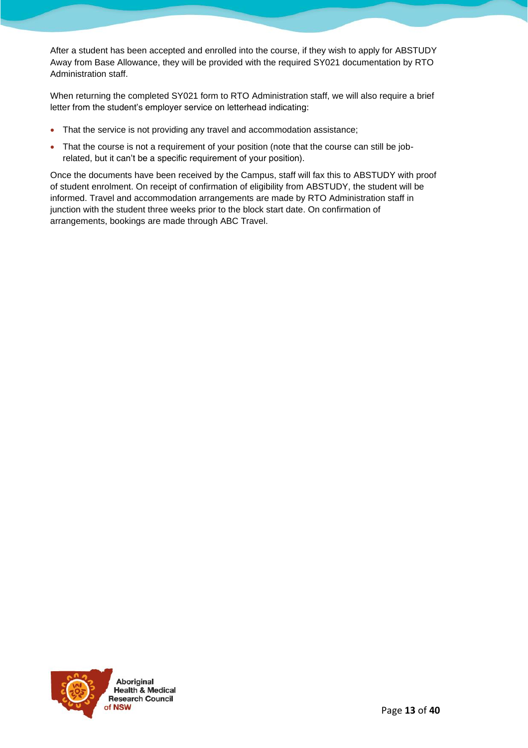After a student has been accepted and enrolled into the course, if they wish to apply for ABSTUDY Away from Base Allowance, they will be provided with the required SY021 documentation by RTO Administration staff.

When returning the completed SY021 form to RTO Administration staff, we will also require a brief letter from the student's employer service on letterhead indicating:

- That the service is not providing any travel and accommodation assistance;
- That the course is not a requirement of your position (note that the course can still be job-related, but it can't be a specific requirement of your position).

Once the documents have been received by the Campus, staff will fax this to ABSTUDY with proof of student enrolment. On receipt of confirmation of eligibility from ABSTUDY, the student will be informed. Travel and accommodation arrangements are made by RTO Administration staff in junction with the student three weeks prior to the block start date. On confirmation of arrangements, bookings are made through ABC Travel.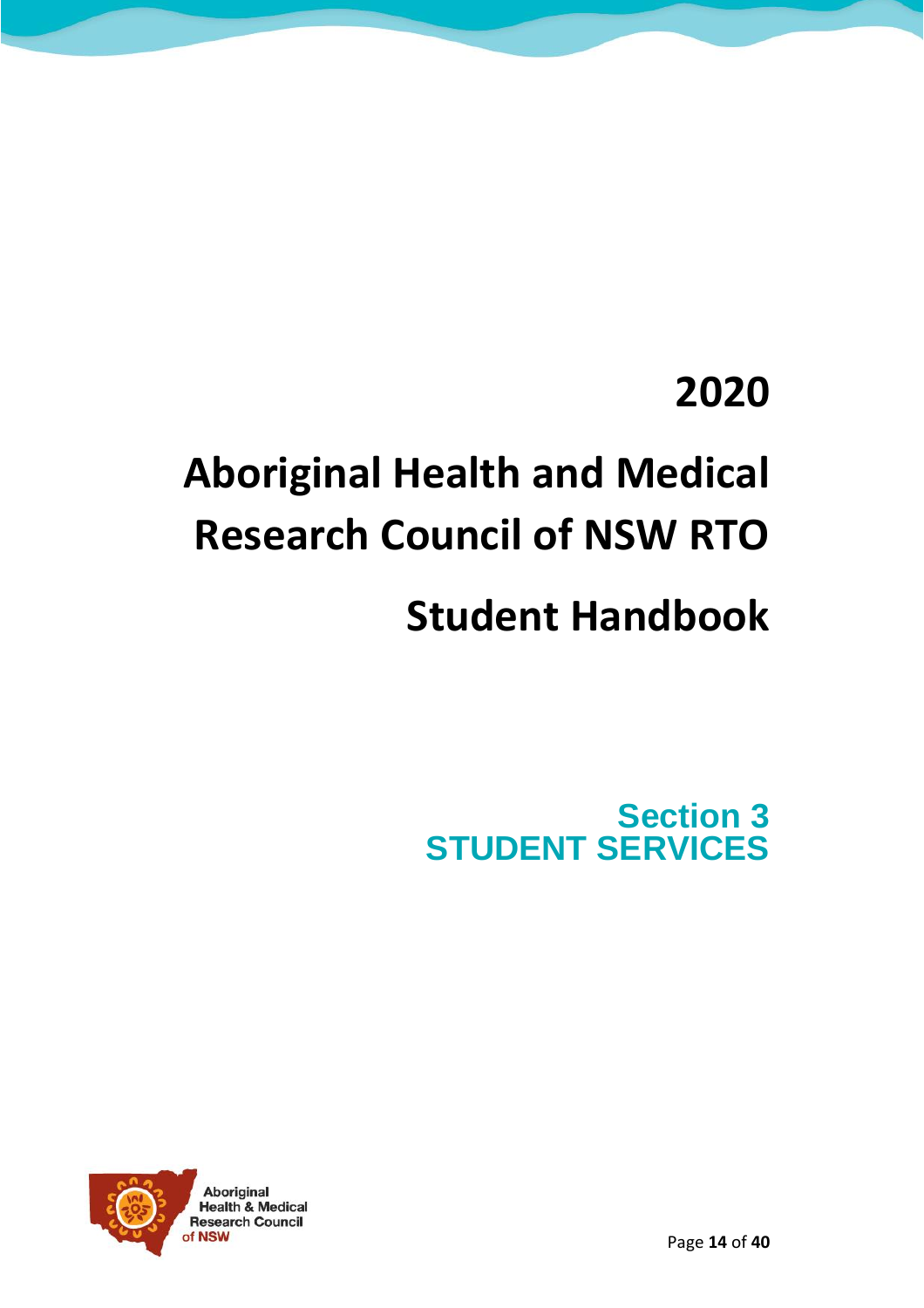# 2020

# Aboriginal Health and Medical Research Council of NSW RTO

# Student Handbook

## Section 3
## STUDENT SERVICES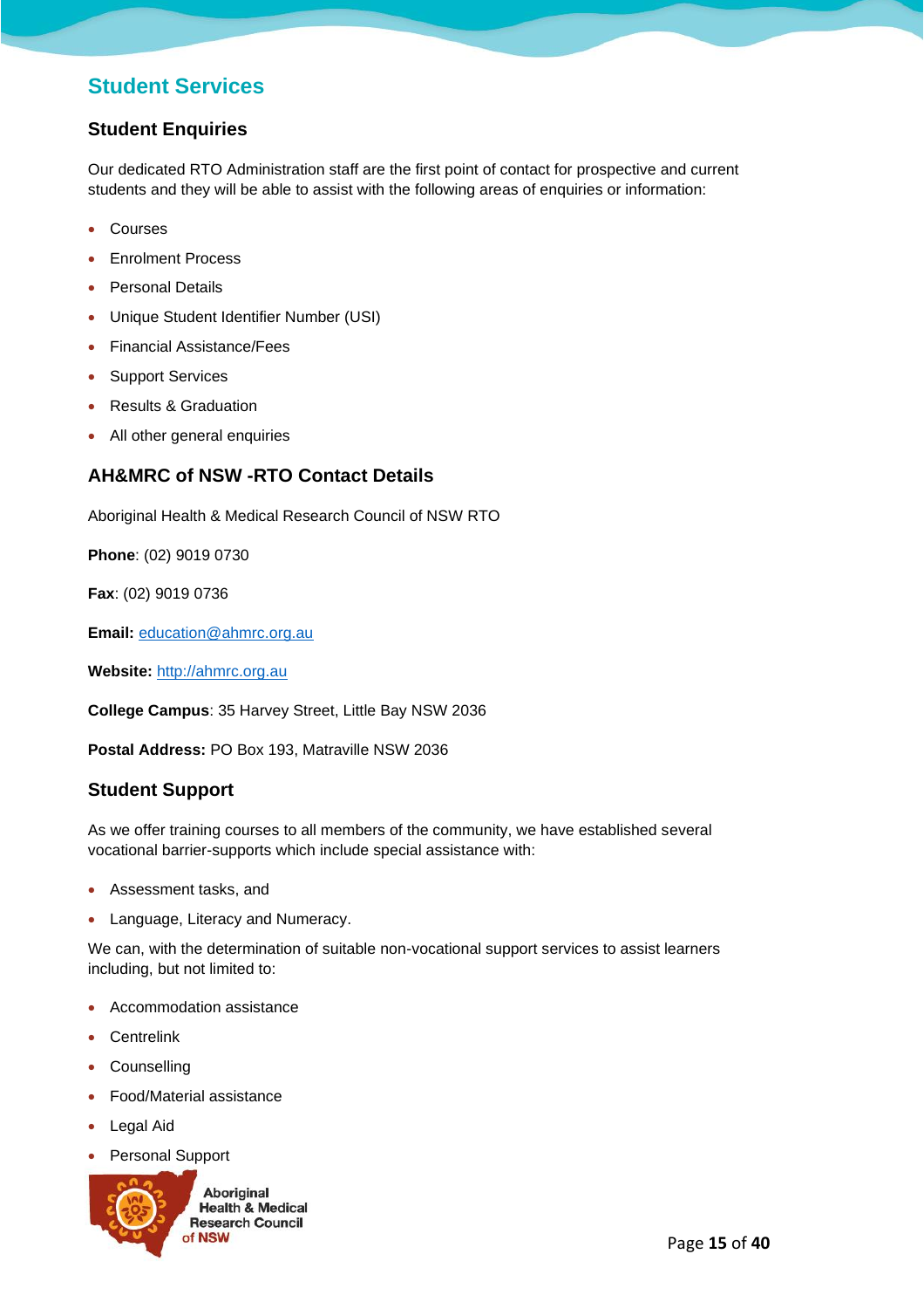## Student Services

### Student Enquiries

Our dedicated RTO Administration staff are the first point of contact for prospective and current students and they will be able to assist with the following areas of enquiries or information:

- Courses
- Enrolment Process
- Personal Details
- Unique Student Identifier Number (USI)
- Financial Assistance/Fees
- Support Services
- Results & Graduation
- All other general enquiries

### AH&MRC of NSW -RTO Contact Details

Aboriginal Health & Medical Research Council of NSW RTO

**Phone**: (02) 9019 0730

**Fax**: (02) 9019 0736

**Email:** education@ahmrc.org.au

**Website:** http://ahmrc.org.au

**College Campus**: 35 Harvey Street, Little Bay NSW 2036

**Postal Address:** PO Box 193, Matraville NSW 2036

### Student Support

As we offer training courses to all members of the community, we have established several vocational barrier-supports which include special assistance with:

- Assessment tasks, and
- Language, Literacy and Numeracy.

We can, with the determination of suitable non-vocational support services to assist learners including, but not limited to:

- Accommodation assistance
- Centrelink
- Counselling
- Food/Material assistance
- Legal Aid
- Personal Support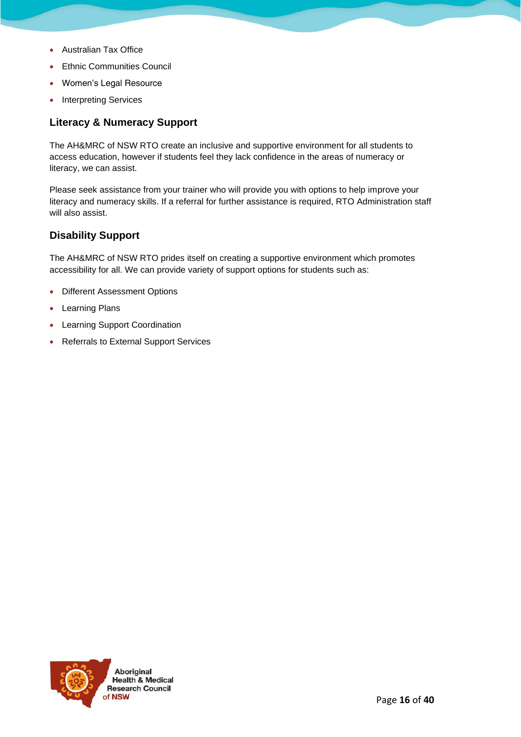- Australian Tax Office
- Ethnic Communities Council
- Women's Legal Resource
- Interpreting Services

### Literacy & Numeracy Support

The AH&MRC of NSW RTO create an inclusive and supportive environment for all students to access education, however if students feel they lack confidence in the areas of numeracy or literacy, we can assist.

Please seek assistance from your trainer who will provide you with options to help improve your literacy and numeracy skills. If a referral for further assistance is required, RTO Administration staff will also assist.

### Disability Support

The AH&MRC of NSW RTO prides itself on creating a supportive environment which promotes accessibility for all. We can provide variety of support options for students such as:

- Different Assessment Options
- Learning Plans
- Learning Support Coordination
- Referrals to External Support Services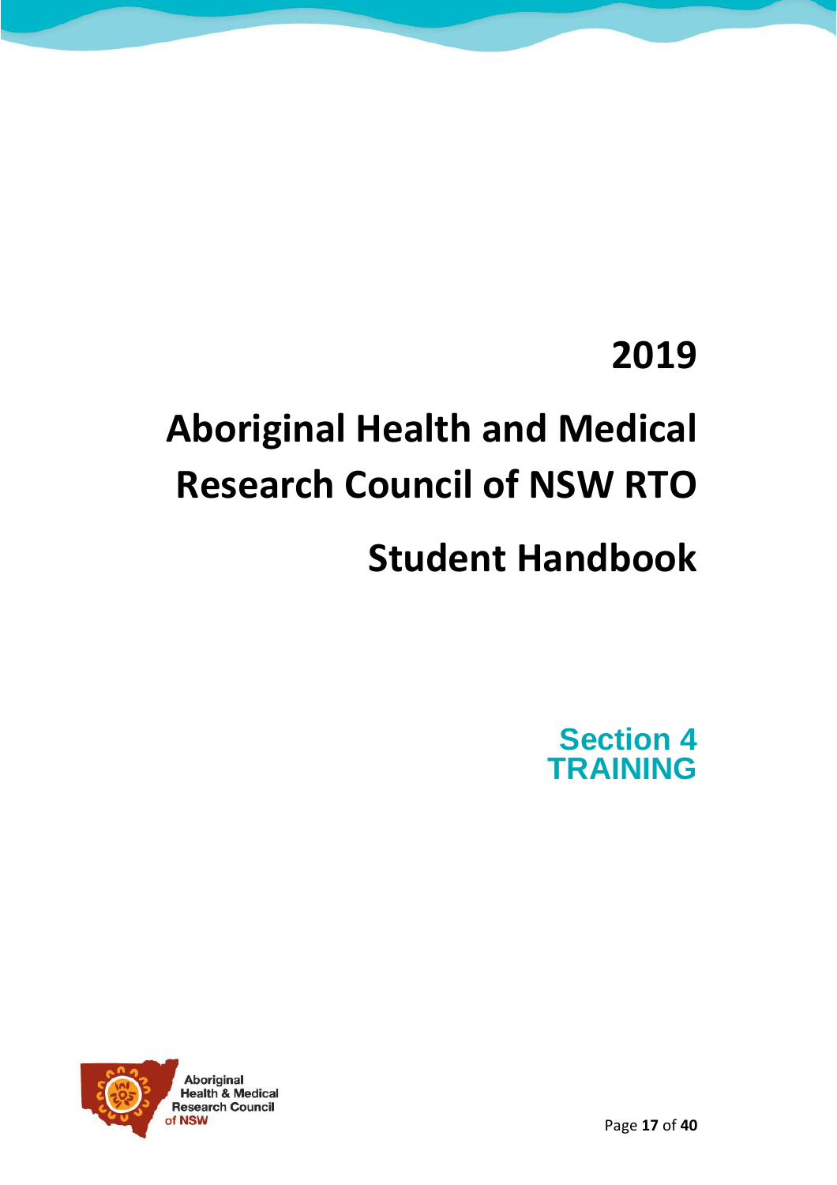# 2019

# Aboriginal Health and Medical Research Council of NSW RTO

# Student Handbook

## Section 4
## TRAINING

Aboriginal Health & Medical Research Council of NSW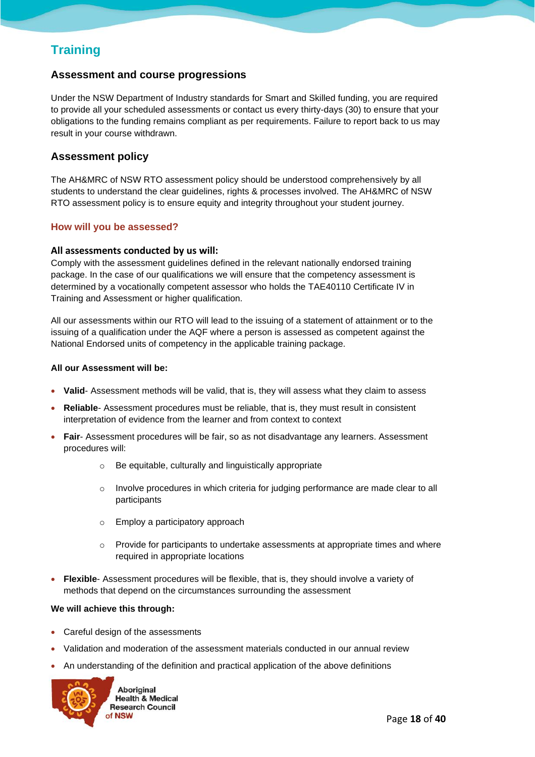# Training

## Assessment and course progressions

Under the NSW Department of Industry standards for Smart and Skilled funding, you are required to provide all your scheduled assessments or contact us every thirty-days (30) to ensure that your obligations to the funding remains compliant as per requirements. Failure to report back to us may result in your course withdrawn.

## Assessment policy

The AH&MRC of NSW RTO assessment policy should be understood comprehensively by all students to understand the clear guidelines, rights & processes involved. The AH&MRC of NSW RTO assessment policy is to ensure equity and integrity throughout your student journey.

### How will you be assessed?

**All assessments conducted by us will:**
Comply with the assessment guidelines defined in the relevant nationally endorsed training package. In the case of our qualifications we will ensure that the competency assessment is determined by a vocationally competent assessor who holds the TAE40110 Certificate IV in Training and Assessment or higher qualification.

All our assessments within our RTO will lead to the issuing of a statement of attainment or to the issuing of a qualification under the AQF where a person is assessed as competent against the National Endorsed units of competency in the applicable training package.

**All our Assessment will be:**

- **Valid**- Assessment methods will be valid, that is, they will assess what they claim to assess
- **Reliable**- Assessment procedures must be reliable, that is, they must result in consistent interpretation of evidence from the learner and from context to context
- **Fair**- Assessment procedures will be fair, so as not disadvantage any learners. Assessment procedures will:
    - Be equitable, culturally and linguistically appropriate
    - Involve procedures in which criteria for judging performance are made clear to all participants
    - Employ a participatory approach
    - Provide for participants to undertake assessments at appropriate times and where required in appropriate locations
- **Flexible**- Assessment procedures will be flexible, that is, they should involve a variety of methods that depend on the circumstances surrounding the assessment

**We will achieve this through:**

- Careful design of the assessments
- Validation and moderation of the assessment materials conducted in our annual review
- An understanding of the definition and practical application of the above definitions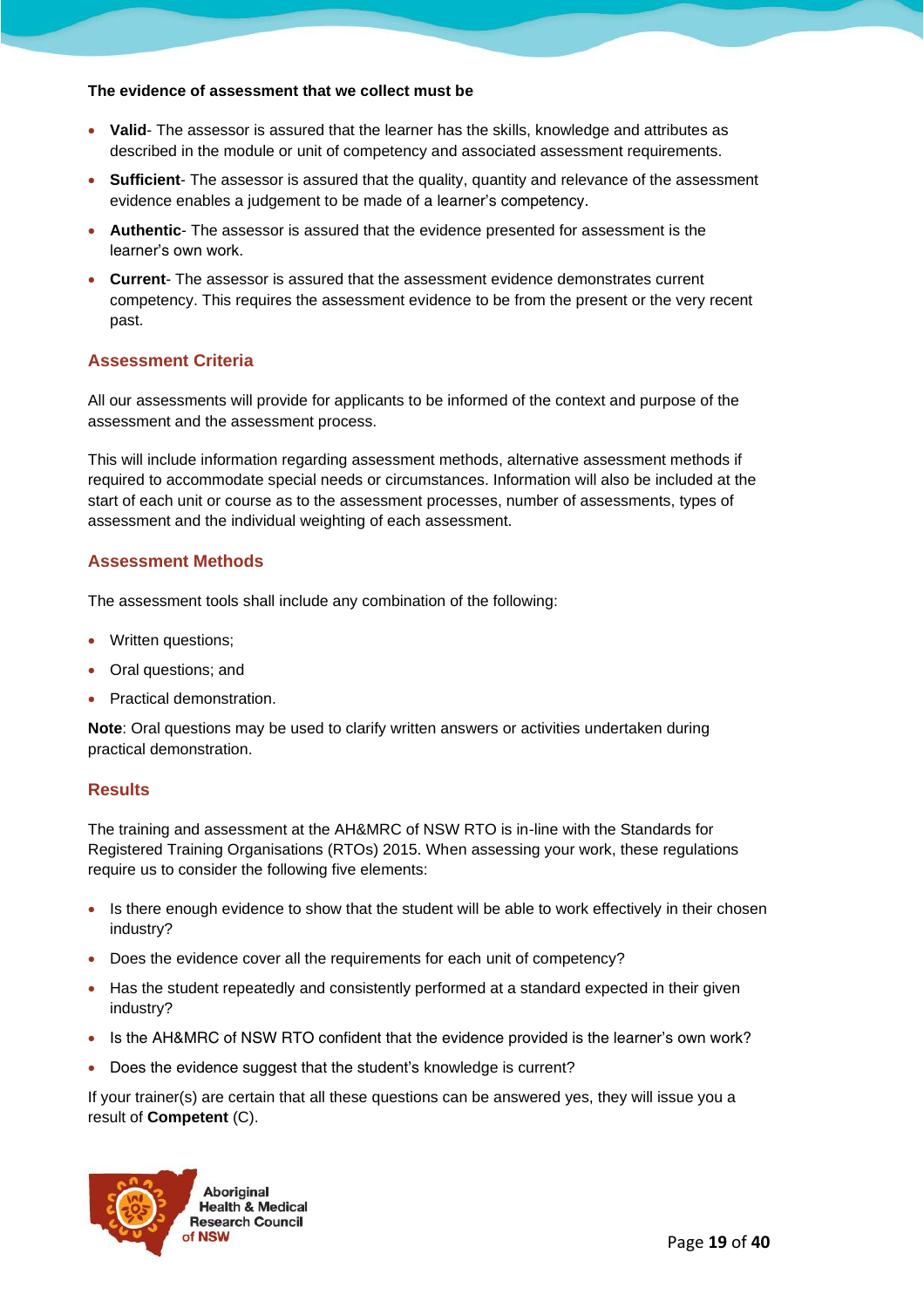**The evidence of assessment that we collect must be**

- **Valid**- The assessor is assured that the learner has the skills, knowledge and attributes as described in the module or unit of competency and associated assessment requirements.
- **Sufficient**- The assessor is assured that the quality, quantity and relevance of the assessment evidence enables a judgement to be made of a learner's competency.
- **Authentic**- The assessor is assured that the evidence presented for assessment is the learner's own work.
- **Current**- The assessor is assured that the assessment evidence demonstrates current competency. This requires the assessment evidence to be from the present or the very recent past.

## Assessment Criteria

All our assessments will provide for applicants to be informed of the context and purpose of the assessment and the assessment process.

This will include information regarding assessment methods, alternative assessment methods if required to accommodate special needs or circumstances. Information will also be included at the start of each unit or course as to the assessment processes, number of assessments, types of assessment and the individual weighting of each assessment.

## Assessment Methods

The assessment tools shall include any combination of the following:

- Written questions;
- Oral questions; and
- Practical demonstration.

**Note**: Oral questions may be used to clarify written answers or activities undertaken during practical demonstration.

## Results

The training and assessment at the AH&MRC of NSW RTO is in-line with the Standards for Registered Training Organisations (RTOs) 2015. When assessing your work, these regulations require us to consider the following five elements:

- Is there enough evidence to show that the student will be able to work effectively in their chosen industry?
- Does the evidence cover all the requirements for each unit of competency?
- Has the student repeatedly and consistently performed at a standard expected in their given industry?
- Is the AH&MRC of NSW RTO confident that the evidence provided is the learner's own work?
- Does the evidence suggest that the student's knowledge is current?

If your trainer(s) are certain that all these questions can be answered yes, they will issue you a result of **Competent** (C).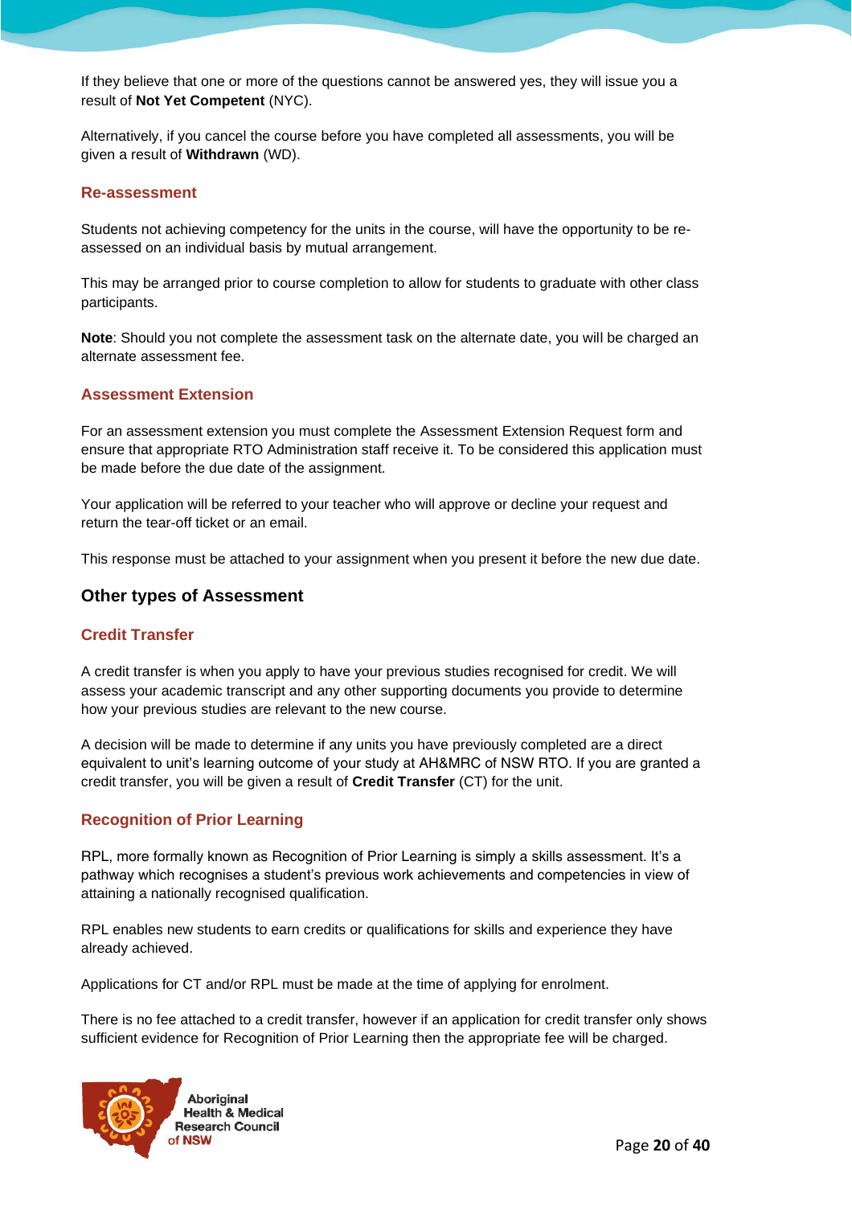If they believe that one or more of the questions cannot be answered yes, they will issue you a result of **Not Yet Competent** (NYC).

Alternatively, if you cancel the course before you have completed all assessments, you will be given a result of **Withdrawn** (WD).

### Re-assessment

Students not achieving competency for the units in the course, will have the opportunity to be re-assessed on an individual basis by mutual arrangement.

This may be arranged prior to course completion to allow for students to graduate with other class participants.

**Note**: Should you not complete the assessment task on the alternate date, you will be charged an alternate assessment fee.

### Assessment Extension

For an assessment extension you must complete the Assessment Extension Request form and ensure that appropriate RTO Administration staff receive it. To be considered this application must be made before the due date of the assignment.

Your application will be referred to your teacher who will approve or decline your request and return the tear-off ticket or an email.

This response must be attached to your assignment when you present it before the new due date.

## Other types of Assessment

### Credit Transfer

A credit transfer is when you apply to have your previous studies recognised for credit. We will assess your academic transcript and any other supporting documents you provide to determine how your previous studies are relevant to the new course.

A decision will be made to determine if any units you have previously completed are a direct equivalent to unit's learning outcome of your study at AH&MRC of NSW RTO. If you are granted a credit transfer, you will be given a result of **Credit Transfer** (CT) for the unit.

### Recognition of Prior Learning

RPL, more formally known as Recognition of Prior Learning is simply a skills assessment. It's a pathway which recognises a student's previous work achievements and competencies in view of attaining a nationally recognised qualification.

RPL enables new students to earn credits or qualifications for skills and experience they have already achieved.

Applications for CT and/or RPL must be made at the time of applying for enrolment.

There is no fee attached to a credit transfer, however if an application for credit transfer only shows sufficient evidence for Recognition of Prior Learning then the appropriate fee will be charged.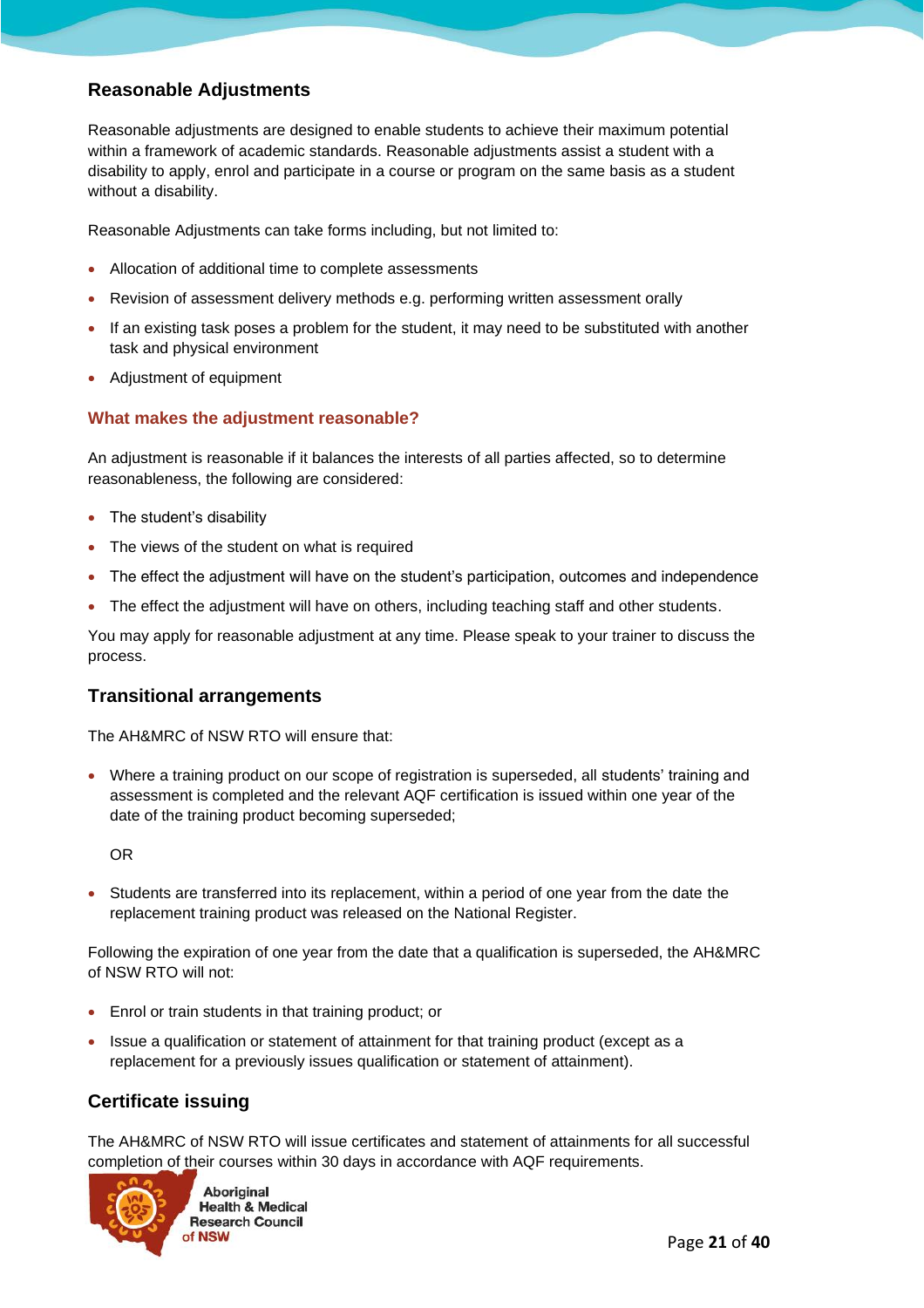## Reasonable Adjustments

Reasonable adjustments are designed to enable students to achieve their maximum potential within a framework of academic standards. Reasonable adjustments assist a student with a disability to apply, enrol and participate in a course or program on the same basis as a student without a disability.

Reasonable Adjustments can take forms including, but not limited to:

- Allocation of additional time to complete assessments
- Revision of assessment delivery methods e.g. performing written assessment orally
- If an existing task poses a problem for the student, it may need to be substituted with another task and physical environment
- Adjustment of equipment

### What makes the adjustment reasonable?

An adjustment is reasonable if it balances the interests of all parties affected, so to determine reasonableness, the following are considered:

- The student's disability
- The views of the student on what is required
- The effect the adjustment will have on the student's participation, outcomes and independence
- The effect the adjustment will have on others, including teaching staff and other students.

You may apply for reasonable adjustment at any time. Please speak to your trainer to discuss the process.

## Transitional arrangements

The AH&MRC of NSW RTO will ensure that:

- Where a training product on our scope of registration is superseded, all students' training and assessment is completed and the relevant AQF certification is issued within one year of the date of the training product becoming superseded;

  OR

- Students are transferred into its replacement, within a period of one year from the date the replacement training product was released on the National Register.

Following the expiration of one year from the date that a qualification is superseded, the AH&MRC of NSW RTO will not:

- Enrol or train students in that training product; or
- Issue a qualification or statement of attainment for that training product (except as a replacement for a previously issues qualification or statement of attainment).

## Certificate issuing

The AH&MRC of NSW RTO will issue certificates and statement of attainments for all successful completion of their courses within 30 days in accordance with AQF requirements.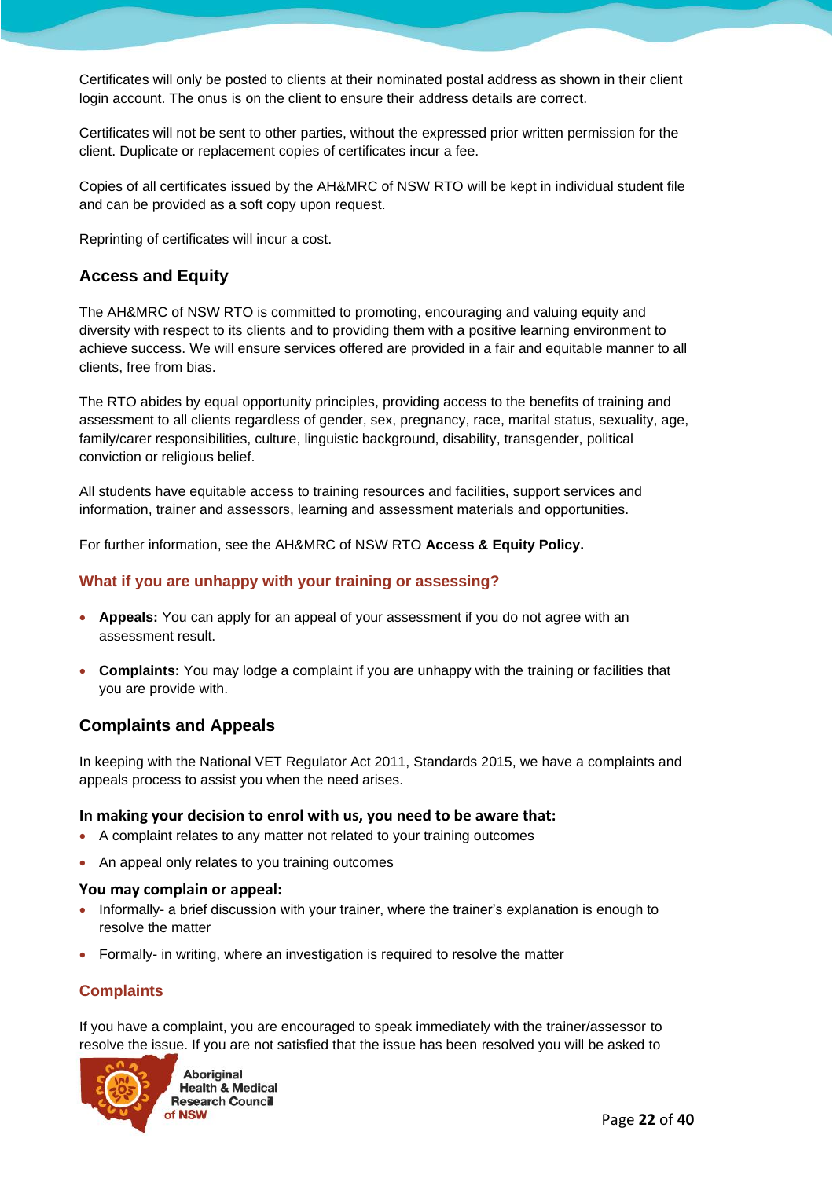Certificates will only be posted to clients at their nominated postal address as shown in their client login account. The onus is on the client to ensure their address details are correct.

Certificates will not be sent to other parties, without the expressed prior written permission for the client. Duplicate or replacement copies of certificates incur a fee.

Copies of all certificates issued by the AH&MRC of NSW RTO will be kept in individual student file and can be provided as a soft copy upon request.

Reprinting of certificates will incur a cost.

## Access and Equity

The AH&MRC of NSW RTO is committed to promoting, encouraging and valuing equity and diversity with respect to its clients and to providing them with a positive learning environment to achieve success. We will ensure services offered are provided in a fair and equitable manner to all clients, free from bias.

The RTO abides by equal opportunity principles, providing access to the benefits of training and assessment to all clients regardless of gender, sex, pregnancy, race, marital status, sexuality, age, family/carer responsibilities, culture, linguistic background, disability, transgender, political conviction or religious belief.

All students have equitable access to training resources and facilities, support services and information, trainer and assessors, learning and assessment materials and opportunities.

For further information, see the AH&MRC of NSW RTO **Access & Equity Policy.**

### What if you are unhappy with your training or assessing?

- **Appeals:** You can apply for an appeal of your assessment if you do not agree with an assessment result.
- **Complaints:** You may lodge a complaint if you are unhappy with the training or facilities that you are provide with.

## Complaints and Appeals

In keeping with the National VET Regulator Act 2011, Standards 2015, we have a complaints and appeals process to assist you when the need arises.

**In making your decision to enrol with us, you need to be aware that:**

- A complaint relates to any matter not related to your training outcomes
- An appeal only relates to you training outcomes

**You may complain or appeal:**

- Informally- a brief discussion with your trainer, where the trainer's explanation is enough to resolve the matter
- Formally- in writing, where an investigation is required to resolve the matter

### Complaints

If you have a complaint, you are encouraged to speak immediately with the trainer/assessor to resolve the issue. If you are not satisfied that the issue has been resolved you will be asked to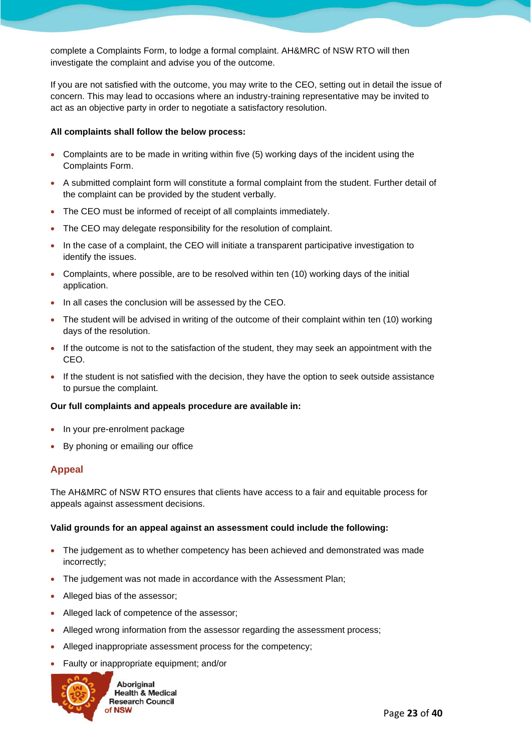complete a Complaints Form, to lodge a formal complaint. AH&MRC of NSW RTO will then investigate the complaint and advise you of the outcome.

If you are not satisfied with the outcome, you may write to the CEO, setting out in detail the issue of concern. This may lead to occasions where an industry-training representative may be invited to act as an objective party in order to negotiate a satisfactory resolution.

**All complaints shall follow the below process:**

- Complaints are to be made in writing within five (5) working days of the incident using the Complaints Form.
- A submitted complaint form will constitute a formal complaint from the student. Further detail of the complaint can be provided by the student verbally.
- The CEO must be informed of receipt of all complaints immediately.
- The CEO may delegate responsibility for the resolution of complaint.
- In the case of a complaint, the CEO will initiate a transparent participative investigation to identify the issues.
- Complaints, where possible, are to be resolved within ten (10) working days of the initial application.
- In all cases the conclusion will be assessed by the CEO.
- The student will be advised in writing of the outcome of their complaint within ten (10) working days of the resolution.
- If the outcome is not to the satisfaction of the student, they may seek an appointment with the CEO.
- If the student is not satisfied with the decision, they have the option to seek outside assistance to pursue the complaint.

**Our full complaints and appeals procedure are available in:**

- In your pre-enrolment package
- By phoning or emailing our office

## Appeal

The AH&MRC of NSW RTO ensures that clients have access to a fair and equitable process for appeals against assessment decisions.

**Valid grounds for an appeal against an assessment could include the following:**

- The judgement as to whether competency has been achieved and demonstrated was made incorrectly;
- The judgement was not made in accordance with the Assessment Plan;
- Alleged bias of the assessor;
- Alleged lack of competence of the assessor;
- Alleged wrong information from the assessor regarding the assessment process;
- Alleged inappropriate assessment process for the competency;
- Faulty or inappropriate equipment; and/or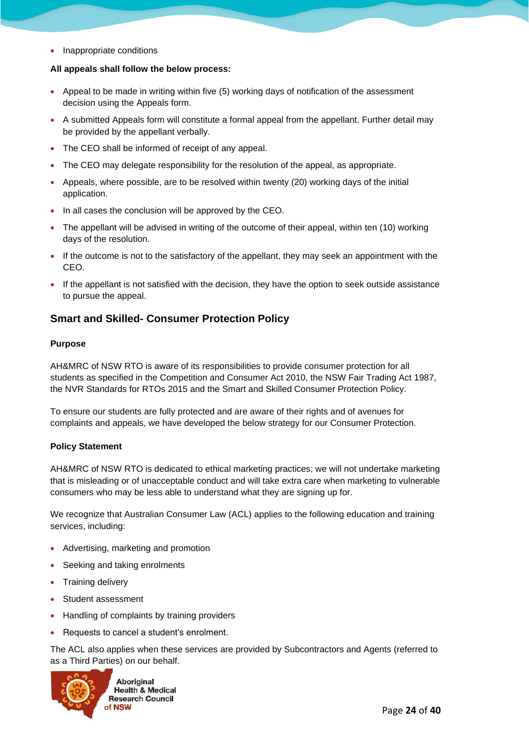- Inappropriate conditions

**All appeals shall follow the below process:**

- Appeal to be made in writing within five (5) working days of notification of the assessment decision using the Appeals form.
- A submitted Appeals form will constitute a formal appeal from the appellant. Further detail may be provided by the appellant verbally.
- The CEO shall be informed of receipt of any appeal.
- The CEO may delegate responsibility for the resolution of the appeal, as appropriate.
- Appeals, where possible, are to be resolved within twenty (20) working days of the initial application.
- In all cases the conclusion will be approved by the CEO.
- The appellant will be advised in writing of the outcome of their appeal, within ten (10) working days of the resolution.
- If the outcome is not to the satisfactory of the appellant, they may seek an appointment with the CEO.
- If the appellant is not satisfied with the decision, they have the option to seek outside assistance to pursue the appeal.

## Smart and Skilled- Consumer Protection Policy

**Purpose**

AH&MRC of NSW RTO is aware of its responsibilities to provide consumer protection for all students as specified in the Competition and Consumer Act 2010, the NSW Fair Trading Act 1987, the NVR Standards for RTOs 2015 and the Smart and Skilled Consumer Protection Policy.

To ensure our students are fully protected and are aware of their rights and of avenues for complaints and appeals, we have developed the below strategy for our Consumer Protection.

**Policy Statement**

AH&MRC of NSW RTO is dedicated to ethical marketing practices; we will not undertake marketing that is misleading or of unacceptable conduct and will take extra care when marketing to vulnerable consumers who may be less able to understand what they are signing up for.

We recognize that Australian Consumer Law (ACL) applies to the following education and training services, including:

- Advertising, marketing and promotion
- Seeking and taking enrolments
- Training delivery
- Student assessment
- Handling of complaints by training providers
- Requests to cancel a student's enrolment.

The ACL also applies when these services are provided by Subcontractors and Agents (referred to as a Third Parties) on our behalf.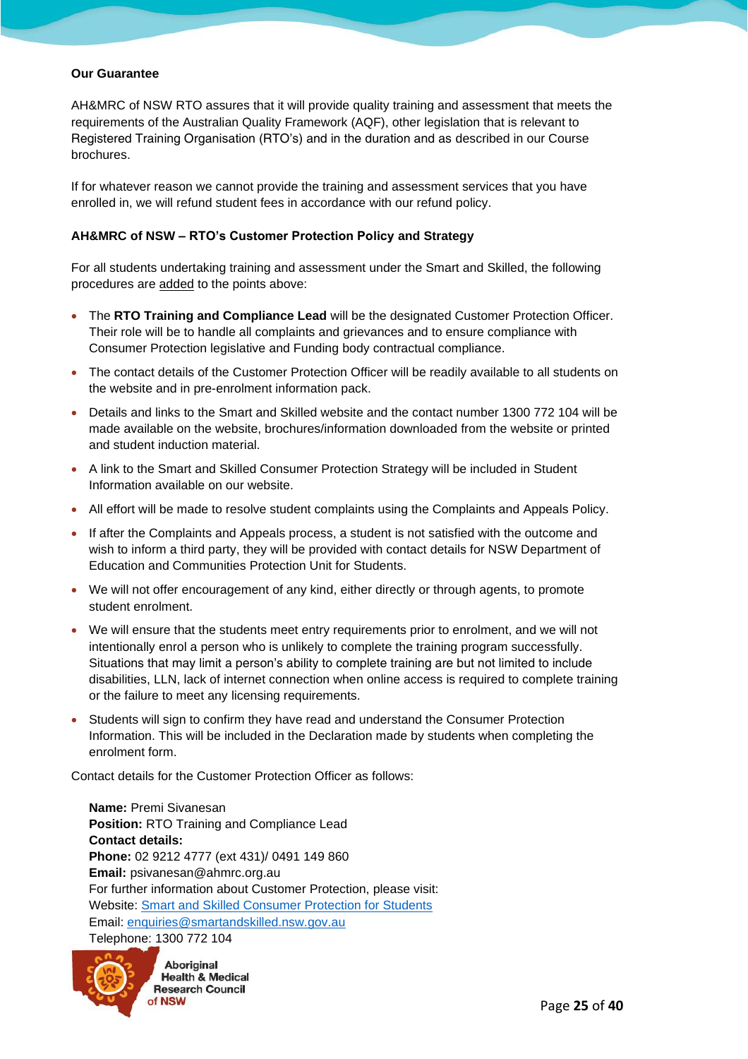**Our Guarantee**

AH&MRC of NSW RTO assures that it will provide quality training and assessment that meets the requirements of the Australian Quality Framework (AQF), other legislation that is relevant to Registered Training Organisation (RTO's) and in the duration and as described in our Course brochures.

If for whatever reason we cannot provide the training and assessment services that you have enrolled in, we will refund student fees in accordance with our refund policy.

**AH&MRC of NSW – RTO's Customer Protection Policy and Strategy**

For all students undertaking training and assessment under the Smart and Skilled, the following procedures are added to the points above:

- The **RTO Training and Compliance Lead** will be the designated Customer Protection Officer. Their role will be to handle all complaints and grievances and to ensure compliance with Consumer Protection legislative and Funding body contractual compliance.
- The contact details of the Customer Protection Officer will be readily available to all students on the website and in pre-enrolment information pack.
- Details and links to the Smart and Skilled website and the contact number 1300 772 104 will be made available on the website, brochures/information downloaded from the website or printed and student induction material.
- A link to the Smart and Skilled Consumer Protection Strategy will be included in Student Information available on our website.
- All effort will be made to resolve student complaints using the Complaints and Appeals Policy.
- If after the Complaints and Appeals process, a student is not satisfied with the outcome and wish to inform a third party, they will be provided with contact details for NSW Department of Education and Communities Protection Unit for Students.
- We will not offer encouragement of any kind, either directly or through agents, to promote student enrolment.
- We will ensure that the students meet entry requirements prior to enrolment, and we will not intentionally enrol a person who is unlikely to complete the training program successfully. Situations that may limit a person's ability to complete training are but not limited to include disabilities, LLN, lack of internet connection when online access is required to complete training or the failure to meet any licensing requirements.
- Students will sign to confirm they have read and understand the Consumer Protection Information. This will be included in the Declaration made by students when completing the enrolment form.

Contact details for the Customer Protection Officer as follows:

**Name:** Premi Sivanesan
**Position:** RTO Training and Compliance Lead
**Contact details:**
**Phone:** 02 9212 4777 (ext 431)/ 0491 149 860
**Email:** psivanesan@ahmrc.org.au
For further information about Customer Protection, please visit:
Website: Smart and Skilled Consumer Protection for Students
Email: enquiries@smartandskilled.nsw.gov.au
Telephone: 1300 772 104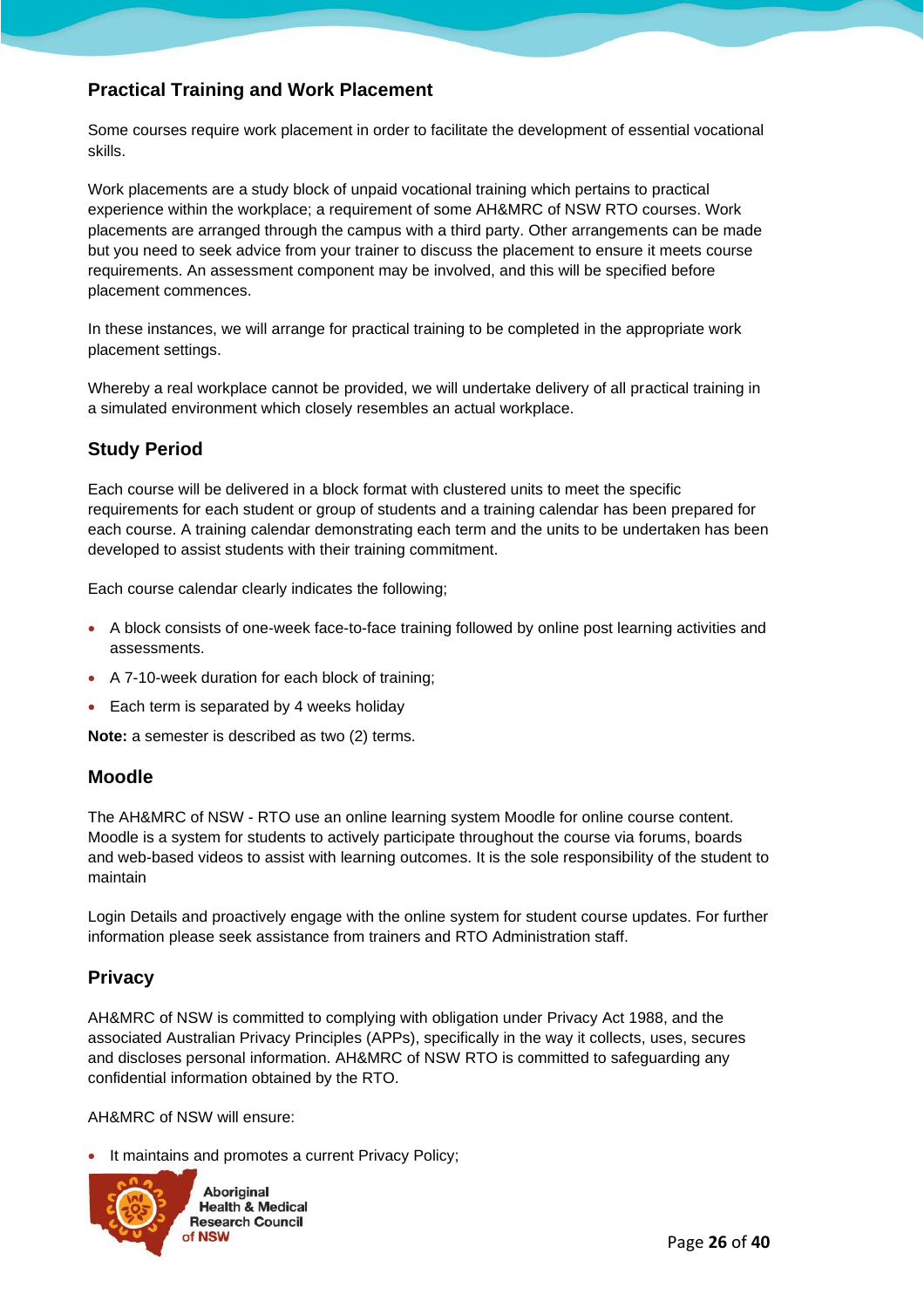## Practical Training and Work Placement

Some courses require work placement in order to facilitate the development of essential vocational skills.

Work placements are a study block of unpaid vocational training which pertains to practical experience within the workplace; a requirement of some AH&MRC of NSW RTO courses. Work placements are arranged through the campus with a third party. Other arrangements can be made but you need to seek advice from your trainer to discuss the placement to ensure it meets course requirements. An assessment component may be involved, and this will be specified before placement commences.

In these instances, we will arrange for practical training to be completed in the appropriate work placement settings.

Whereby a real workplace cannot be provided, we will undertake delivery of all practical training in a simulated environment which closely resembles an actual workplace.

## Study Period

Each course will be delivered in a block format with clustered units to meet the specific requirements for each student or group of students and a training calendar has been prepared for each course. A training calendar demonstrating each term and the units to be undertaken has been developed to assist students with their training commitment.

Each course calendar clearly indicates the following;

- A block consists of one-week face-to-face training followed by online post learning activities and assessments.
- A 7-10-week duration for each block of training;
- Each term is separated by 4 weeks holiday

**Note:** a semester is described as two (2) terms.

## Moodle

The AH&MRC of NSW - RTO use an online learning system Moodle for online course content. Moodle is a system for students to actively participate throughout the course via forums, boards and web-based videos to assist with learning outcomes. It is the sole responsibility of the student to maintain

Login Details and proactively engage with the online system for student course updates. For further information please seek assistance from trainers and RTO Administration staff.

## Privacy

AH&MRC of NSW is committed to complying with obligation under Privacy Act 1988, and the associated Australian Privacy Principles (APPs), specifically in the way it collects, uses, secures and discloses personal information. AH&MRC of NSW RTO is committed to safeguarding any confidential information obtained by the RTO.

AH&MRC of NSW will ensure:

- It maintains and promotes a current Privacy Policy;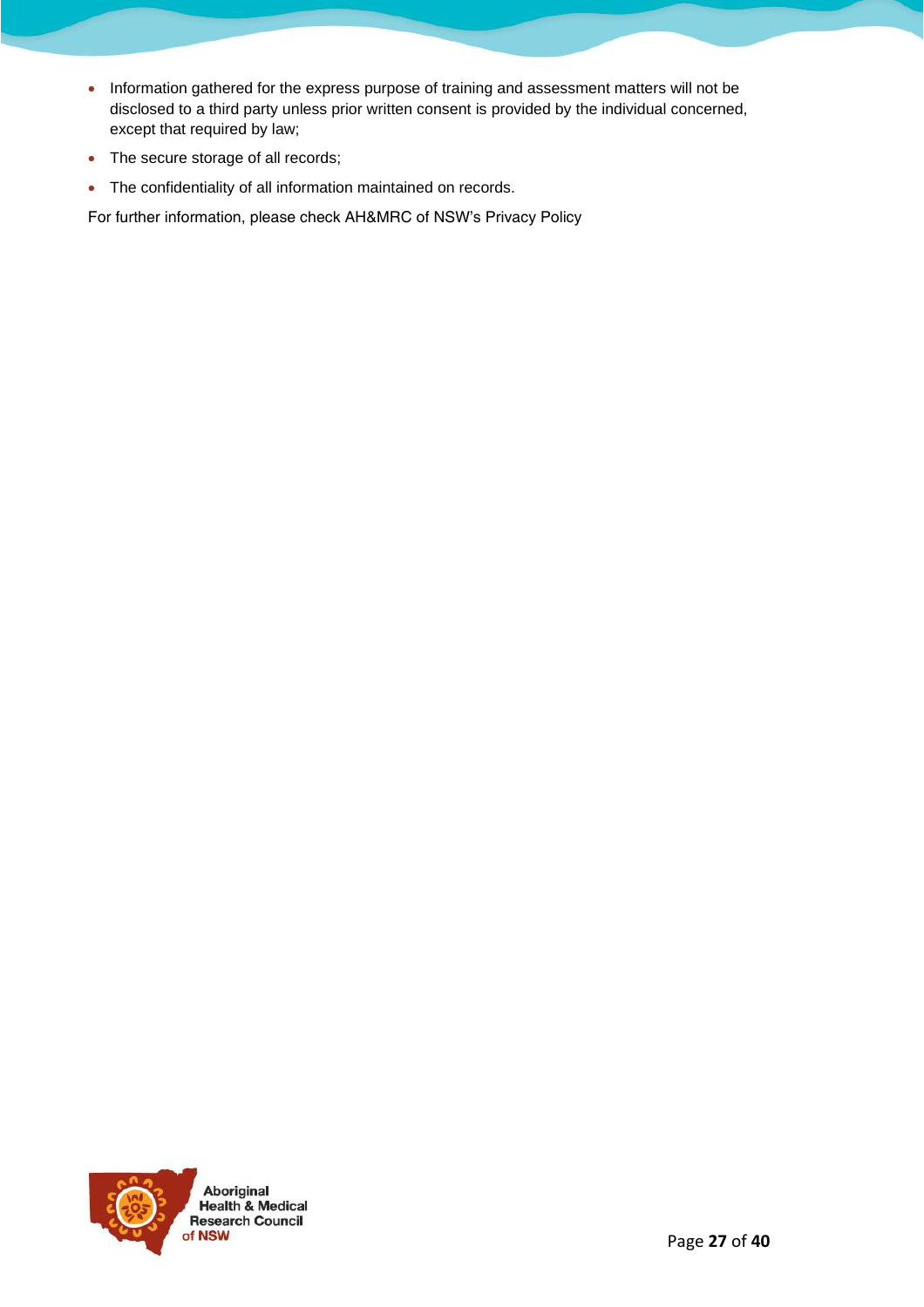- Information gathered for the express purpose of training and assessment matters will not be disclosed to a third party unless prior written consent is provided by the individual concerned, except that required by law;
- The secure storage of all records;
- The confidentiality of all information maintained on records.

For further information, please check AH&MRC of NSW's Privacy Policy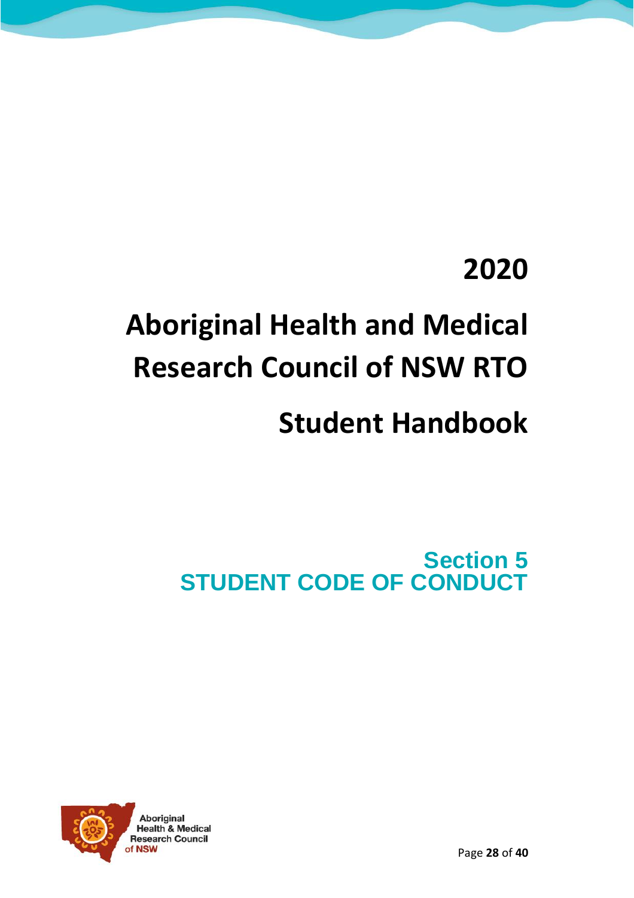# 2020

# Aboriginal Health and Medical Research Council of NSW RTO

# Student Handbook

## Section 5
## STUDENT CODE OF CONDUCT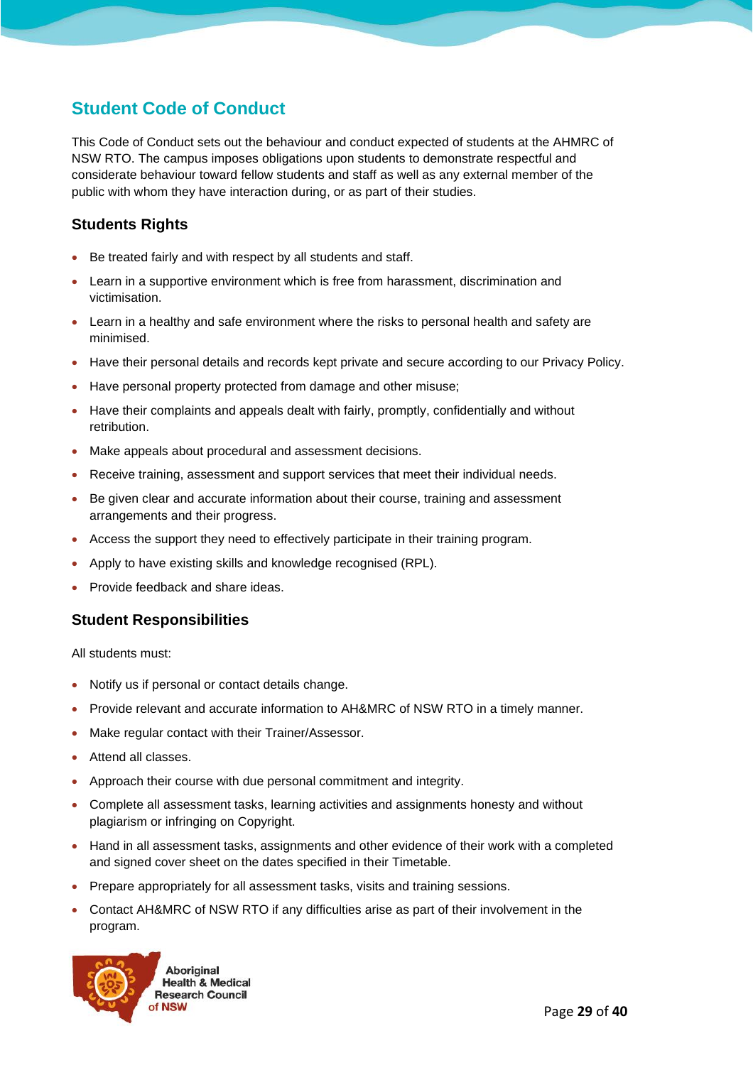## Student Code of Conduct

This Code of Conduct sets out the behaviour and conduct expected of students at the AHMRC of NSW RTO. The campus imposes obligations upon students to demonstrate respectful and considerate behaviour toward fellow students and staff as well as any external member of the public with whom they have interaction during, or as part of their studies.

### Students Rights

- Be treated fairly and with respect by all students and staff.
- Learn in a supportive environment which is free from harassment, discrimination and victimisation.
- Learn in a healthy and safe environment where the risks to personal health and safety are minimised.
- Have their personal details and records kept private and secure according to our Privacy Policy.
- Have personal property protected from damage and other misuse;
- Have their complaints and appeals dealt with fairly, promptly, confidentially and without retribution.
- Make appeals about procedural and assessment decisions.
- Receive training, assessment and support services that meet their individual needs.
- Be given clear and accurate information about their course, training and assessment arrangements and their progress.
- Access the support they need to effectively participate in their training program.
- Apply to have existing skills and knowledge recognised (RPL).
- Provide feedback and share ideas.

### Student Responsibilities

All students must:

- Notify us if personal or contact details change.
- Provide relevant and accurate information to AH&MRC of NSW RTO in a timely manner.
- Make regular contact with their Trainer/Assessor.
- Attend all classes.
- Approach their course with due personal commitment and integrity.
- Complete all assessment tasks, learning activities and assignments honesty and without plagiarism or infringing on Copyright.
- Hand in all assessment tasks, assignments and other evidence of their work with a completed and signed cover sheet on the dates specified in their Timetable.
- Prepare appropriately for all assessment tasks, visits and training sessions.
- Contact AH&MRC of NSW RTO if any difficulties arise as part of their involvement in the program.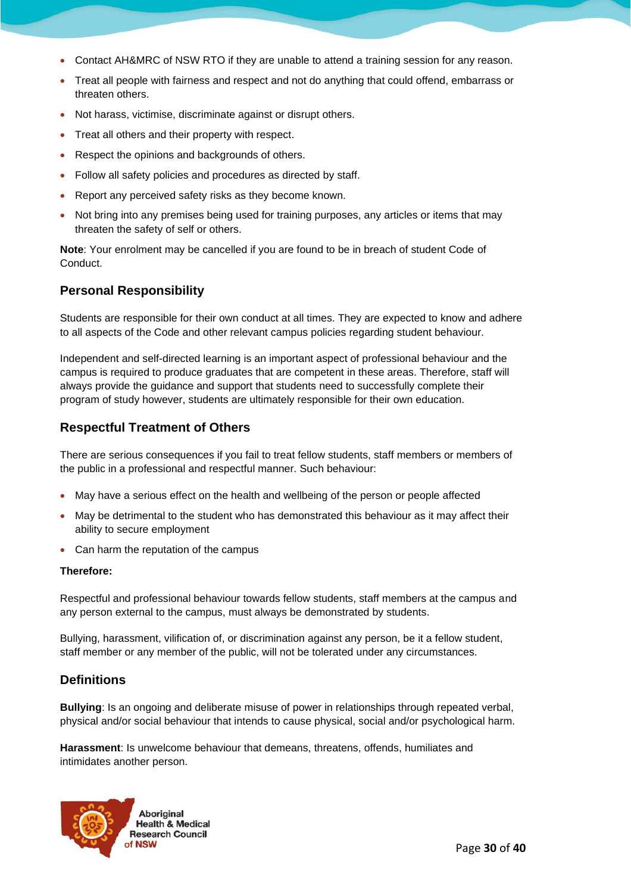- Contact AH&MRC of NSW RTO if they are unable to attend a training session for any reason.
- Treat all people with fairness and respect and not do anything that could offend, embarrass or threaten others.
- Not harass, victimise, discriminate against or disrupt others.
- Treat all others and their property with respect.
- Respect the opinions and backgrounds of others.
- Follow all safety policies and procedures as directed by staff.
- Report any perceived safety risks as they become known.
- Not bring into any premises being used for training purposes, any articles or items that may threaten the safety of self or others.

**Note**: Your enrolment may be cancelled if you are found to be in breach of student Code of Conduct.

## Personal Responsibility

Students are responsible for their own conduct at all times. They are expected to know and adhere to all aspects of the Code and other relevant campus policies regarding student behaviour.

Independent and self-directed learning is an important aspect of professional behaviour and the campus is required to produce graduates that are competent in these areas. Therefore, staff will always provide the guidance and support that students need to successfully complete their program of study however, students are ultimately responsible for their own education.

## Respectful Treatment of Others

There are serious consequences if you fail to treat fellow students, staff members or members of the public in a professional and respectful manner. Such behaviour:

- May have a serious effect on the health and wellbeing of the person or people affected
- May be detrimental to the student who has demonstrated this behaviour as it may affect their ability to secure employment
- Can harm the reputation of the campus

**Therefore:**

Respectful and professional behaviour towards fellow students, staff members at the campus and any person external to the campus, must always be demonstrated by students.

Bullying, harassment, vilification of, or discrimination against any person, be it a fellow student, staff member or any member of the public, will not be tolerated under any circumstances.

## Definitions

**Bullying**: Is an ongoing and deliberate misuse of power in relationships through repeated verbal, physical and/or social behaviour that intends to cause physical, social and/or psychological harm.

**Harassment**: Is unwelcome behaviour that demeans, threatens, offends, humiliates and intimidates another person.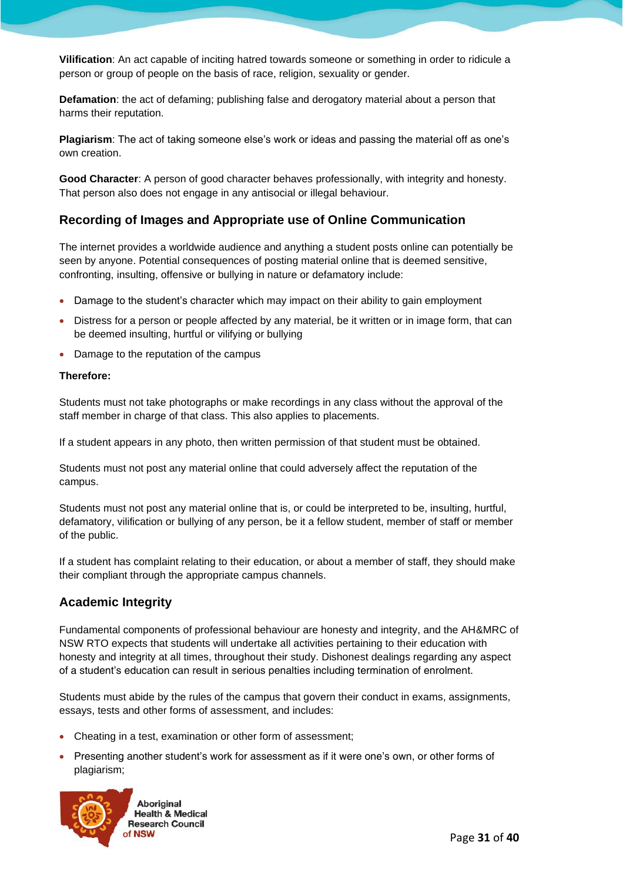**Vilification**: An act capable of inciting hatred towards someone or something in order to ridicule a person or group of people on the basis of race, religion, sexuality or gender.

**Defamation**: the act of defaming; publishing false and derogatory material about a person that harms their reputation.

**Plagiarism**: The act of taking someone else's work or ideas and passing the material off as one's own creation.

**Good Character**: A person of good character behaves professionally, with integrity and honesty. That person also does not engage in any antisocial or illegal behaviour.

## Recording of Images and Appropriate use of Online Communication

The internet provides a worldwide audience and anything a student posts online can potentially be seen by anyone. Potential consequences of posting material online that is deemed sensitive, confronting, insulting, offensive or bullying in nature or defamatory include:

- Damage to the student's character which may impact on their ability to gain employment
- Distress for a person or people affected by any material, be it written or in image form, that can be deemed insulting, hurtful or vilifying or bullying
- Damage to the reputation of the campus

**Therefore:**

Students must not take photographs or make recordings in any class without the approval of the staff member in charge of that class. This also applies to placements.

If a student appears in any photo, then written permission of that student must be obtained.

Students must not post any material online that could adversely affect the reputation of the campus.

Students must not post any material online that is, or could be interpreted to be, insulting, hurtful, defamatory, vilification or bullying of any person, be it a fellow student, member of staff or member of the public.

If a student has complaint relating to their education, or about a member of staff, they should make their compliant through the appropriate campus channels.

## Academic Integrity

Fundamental components of professional behaviour are honesty and integrity, and the AH&MRC of NSW RTO expects that students will undertake all activities pertaining to their education with honesty and integrity at all times, throughout their study. Dishonest dealings regarding any aspect of a student's education can result in serious penalties including termination of enrolment.

Students must abide by the rules of the campus that govern their conduct in exams, assignments, essays, tests and other forms of assessment, and includes:

- Cheating in a test, examination or other form of assessment;
- Presenting another student's work for assessment as if it were one's own, or other forms of plagiarism;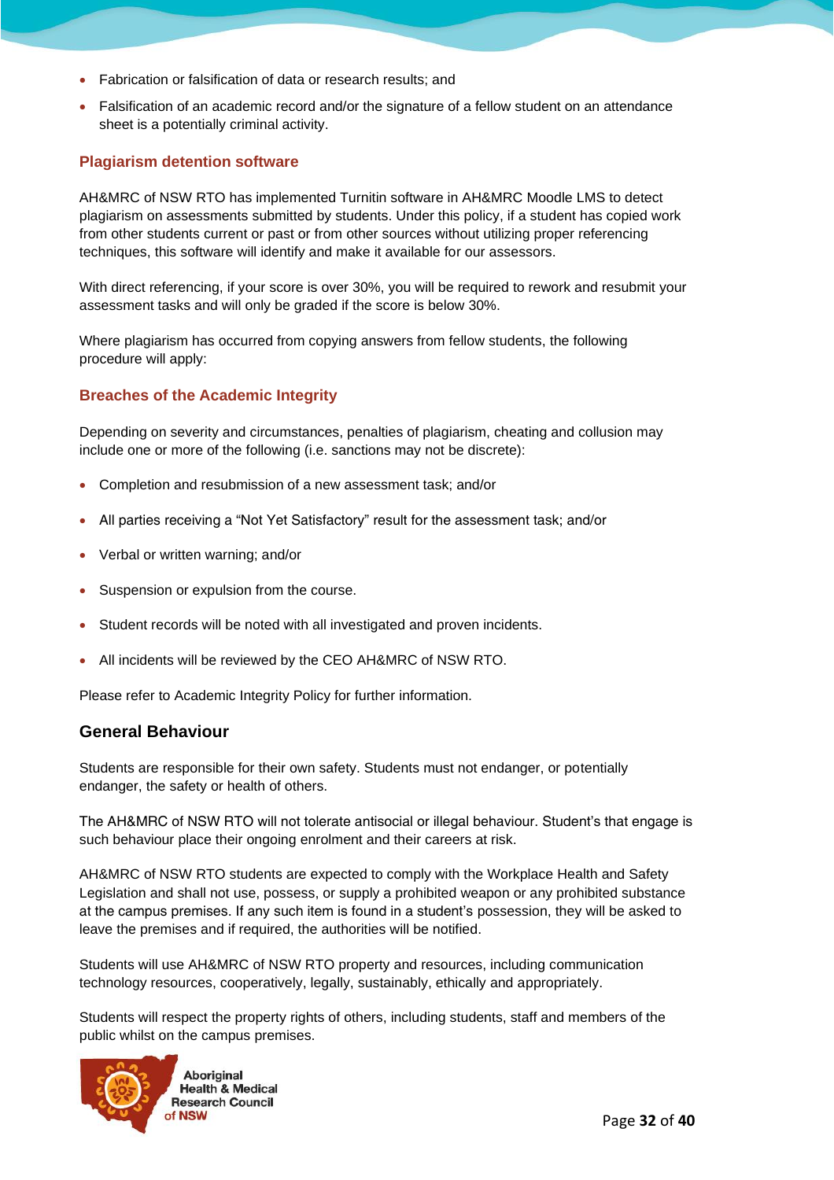- Fabrication or falsification of data or research results; and
- Falsification of an academic record and/or the signature of a fellow student on an attendance sheet is a potentially criminal activity.

### Plagiarism detention software

AH&MRC of NSW RTO has implemented Turnitin software in AH&MRC Moodle LMS to detect plagiarism on assessments submitted by students. Under this policy, if a student has copied work from other students current or past or from other sources without utilizing proper referencing techniques, this software will identify and make it available for our assessors.

With direct referencing, if your score is over 30%, you will be required to rework and resubmit your assessment tasks and will only be graded if the score is below 30%.

Where plagiarism has occurred from copying answers from fellow students, the following procedure will apply:

### Breaches of the Academic Integrity

Depending on severity and circumstances, penalties of plagiarism, cheating and collusion may include one or more of the following (i.e. sanctions may not be discrete):

- Completion and resubmission of a new assessment task; and/or
- All parties receiving a "Not Yet Satisfactory" result for the assessment task; and/or
- Verbal or written warning; and/or
- Suspension or expulsion from the course.
- Student records will be noted with all investigated and proven incidents.
- All incidents will be reviewed by the CEO AH&MRC of NSW RTO.

Please refer to Academic Integrity Policy for further information.

## General Behaviour

Students are responsible for their own safety. Students must not endanger, or potentially endanger, the safety or health of others.

The AH&MRC of NSW RTO will not tolerate antisocial or illegal behaviour. Student's that engage is such behaviour place their ongoing enrolment and their careers at risk.

AH&MRC of NSW RTO students are expected to comply with the Workplace Health and Safety Legislation and shall not use, possess, or supply a prohibited weapon or any prohibited substance at the campus premises. If any such item is found in a student's possession, they will be asked to leave the premises and if required, the authorities will be notified.

Students will use AH&MRC of NSW RTO property and resources, including communication technology resources, cooperatively, legally, sustainably, ethically and appropriately.

Students will respect the property rights of others, including students, staff and members of the public whilst on the campus premises.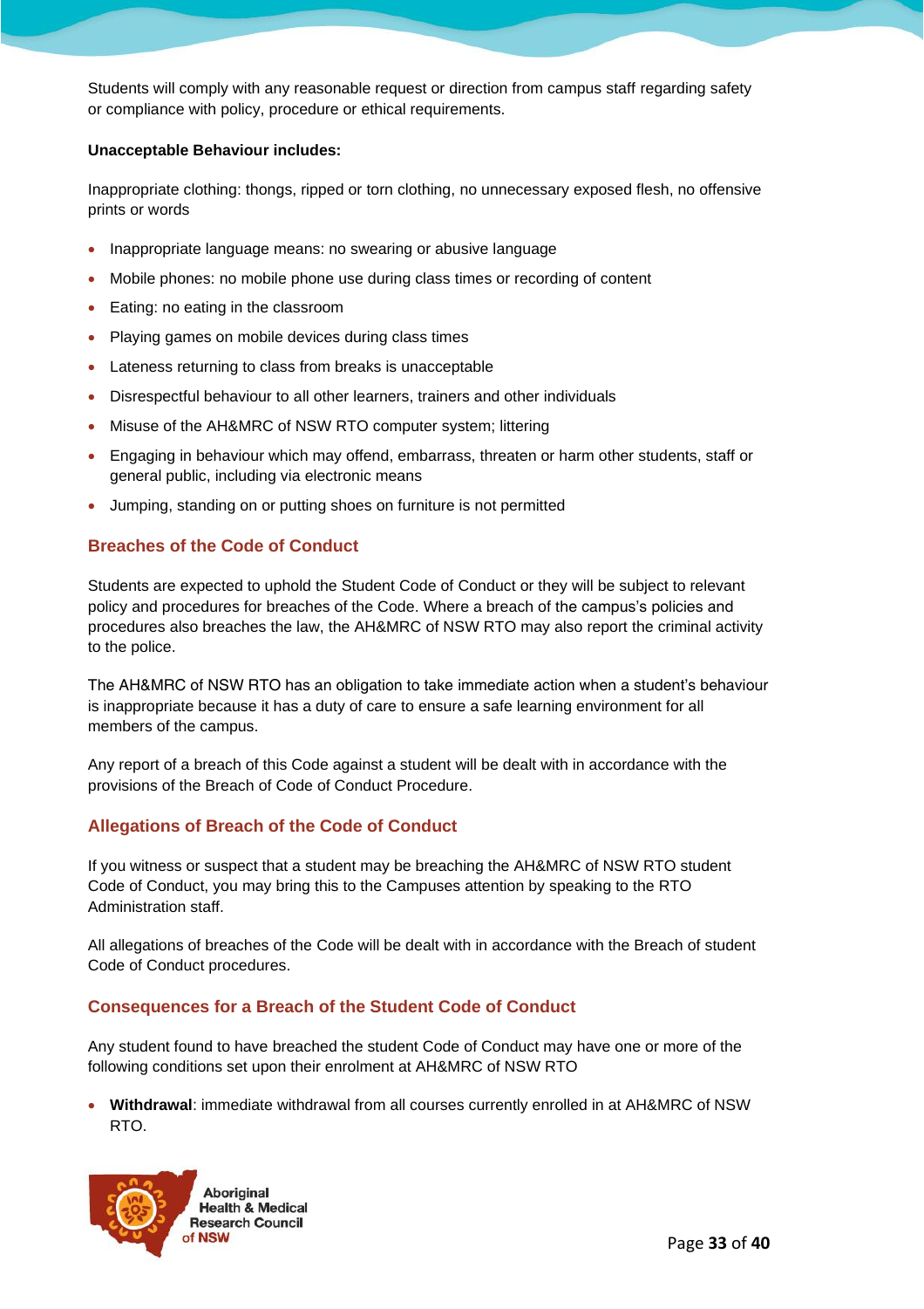Students will comply with any reasonable request or direction from campus staff regarding safety or compliance with policy, procedure or ethical requirements.

**Unacceptable Behaviour includes:**

Inappropriate clothing: thongs, ripped or torn clothing, no unnecessary exposed flesh, no offensive prints or words

- Inappropriate language means: no swearing or abusive language
- Mobile phones: no mobile phone use during class times or recording of content
- Eating: no eating in the classroom
- Playing games on mobile devices during class times
- Lateness returning to class from breaks is unacceptable
- Disrespectful behaviour to all other learners, trainers and other individuals
- Misuse of the AH&MRC of NSW RTO computer system; littering
- Engaging in behaviour which may offend, embarrass, threaten or harm other students, staff or general public, including via electronic means
- Jumping, standing on or putting shoes on furniture is not permitted

## Breaches of the Code of Conduct

Students are expected to uphold the Student Code of Conduct or they will be subject to relevant policy and procedures for breaches of the Code. Where a breach of the campus's policies and procedures also breaches the law, the AH&MRC of NSW RTO may also report the criminal activity to the police.

The AH&MRC of NSW RTO has an obligation to take immediate action when a student's behaviour is inappropriate because it has a duty of care to ensure a safe learning environment for all members of the campus.

Any report of a breach of this Code against a student will be dealt with in accordance with the provisions of the Breach of Code of Conduct Procedure.

## Allegations of Breach of the Code of Conduct

If you witness or suspect that a student may be breaching the AH&MRC of NSW RTO student Code of Conduct, you may bring this to the Campuses attention by speaking to the RTO Administration staff.

All allegations of breaches of the Code will be dealt with in accordance with the Breach of student Code of Conduct procedures.

## Consequences for a Breach of the Student Code of Conduct

Any student found to have breached the student Code of Conduct may have one or more of the following conditions set upon their enrolment at AH&MRC of NSW RTO

- **Withdrawal**: immediate withdrawal from all courses currently enrolled in at AH&MRC of NSW RTO.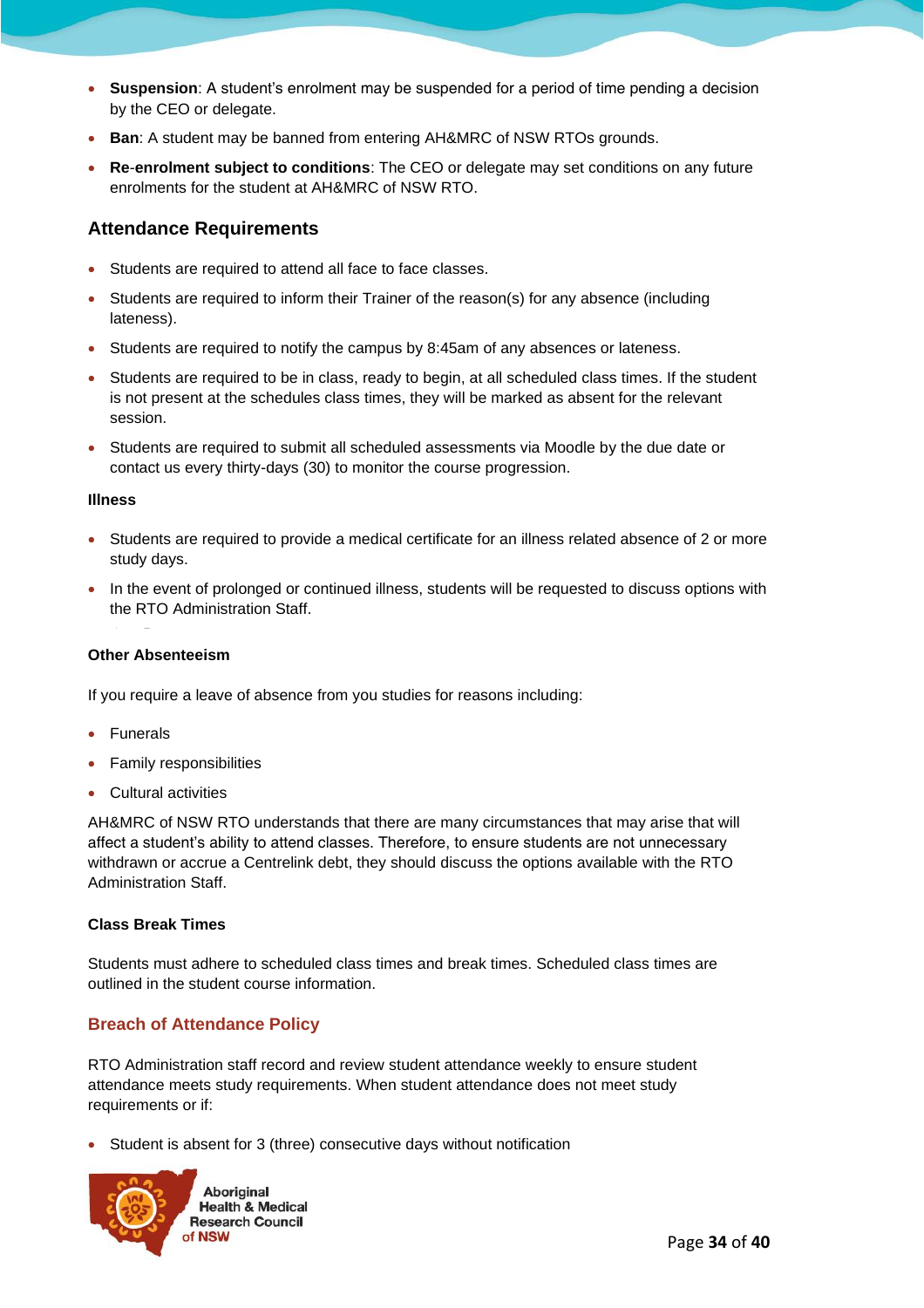- **Suspension**: A student's enrolment may be suspended for a period of time pending a decision by the CEO or delegate.
- **Ban**: A student may be banned from entering AH&MRC of NSW RTOs grounds.
- **Re-enrolment subject to conditions**: The CEO or delegate may set conditions on any future enrolments for the student at AH&MRC of NSW RTO.

## Attendance Requirements

- Students are required to attend all face to face classes.
- Students are required to inform their Trainer of the reason(s) for any absence (including lateness).
- Students are required to notify the campus by 8:45am of any absences or lateness.
- Students are required to be in class, ready to begin, at all scheduled class times. If the student is not present at the schedules class times, they will be marked as absent for the relevant session.
- Students are required to submit all scheduled assessments via Moodle by the due date or contact us every thirty-days (30) to monitor the course progression.

#### Illness

- Students are required to provide a medical certificate for an illness related absence of 2 or more study days.
- In the event of prolonged or continued illness, students will be requested to discuss options with the RTO Administration Staff.

#### Other Absenteeism

If you require a leave of absence from you studies for reasons including:

- Funerals
- Family responsibilities
- Cultural activities

AH&MRC of NSW RTO understands that there are many circumstances that may arise that will affect a student's ability to attend classes. Therefore, to ensure students are not unnecessary withdrawn or accrue a Centrelink debt, they should discuss the options available with the RTO Administration Staff.

#### Class Break Times

Students must adhere to scheduled class times and break times. Scheduled class times are outlined in the student course information.

### Breach of Attendance Policy

RTO Administration staff record and review student attendance weekly to ensure student attendance meets study requirements. When student attendance does not meet study requirements or if:

- Student is absent for 3 (three) consecutive days without notification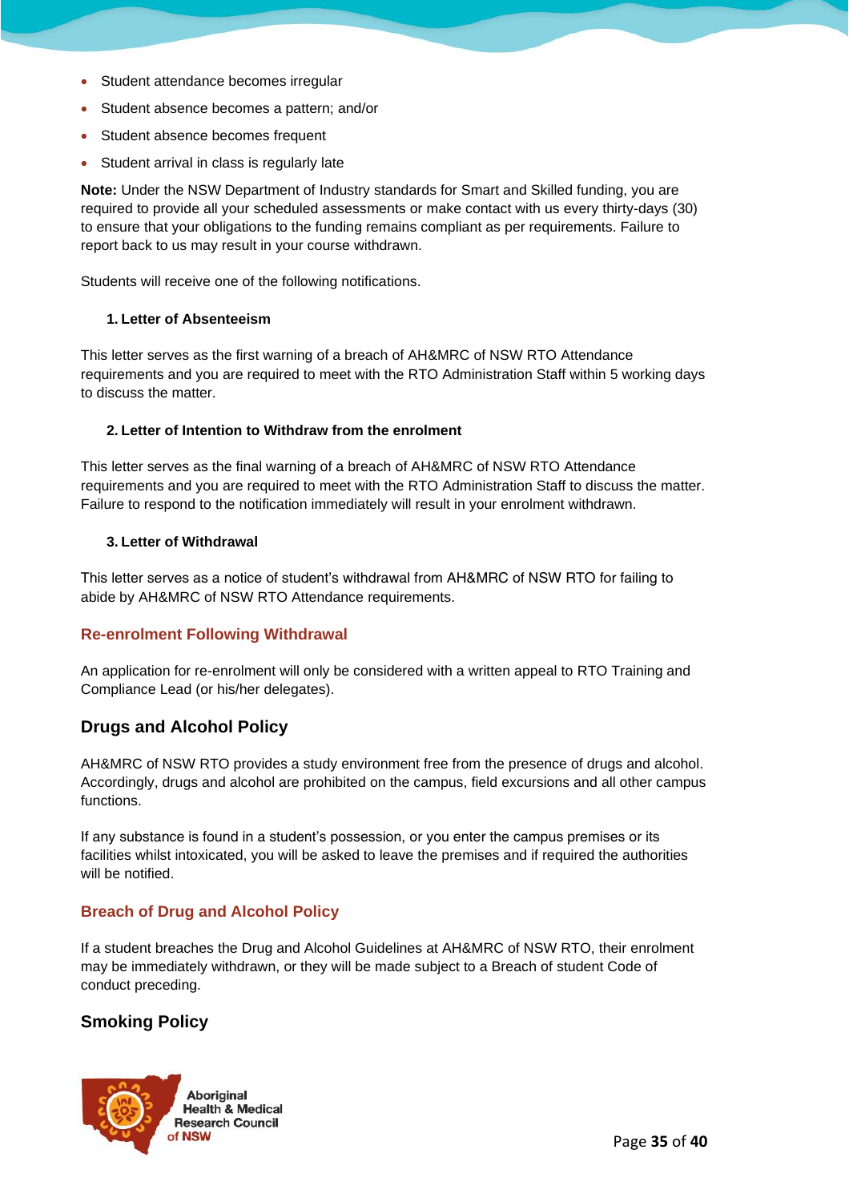- Student attendance becomes irregular
- Student absence becomes a pattern; and/or
- Student absence becomes frequent
- Student arrival in class is regularly late

**Note:** Under the NSW Department of Industry standards for Smart and Skilled funding, you are required to provide all your scheduled assessments or make contact with us every thirty-days (30) to ensure that your obligations to the funding remains compliant as per requirements. Failure to report back to us may result in your course withdrawn.

Students will receive one of the following notifications.

1. **Letter of Absenteeism**

This letter serves as the first warning of a breach of AH&MRC of NSW RTO Attendance requirements and you are required to meet with the RTO Administration Staff within 5 working days to discuss the matter.

2. **Letter of Intention to Withdraw from the enrolment**

This letter serves as the final warning of a breach of AH&MRC of NSW RTO Attendance requirements and you are required to meet with the RTO Administration Staff to discuss the matter. Failure to respond to the notification immediately will result in your enrolment withdrawn.

3. **Letter of Withdrawal**

This letter serves as a notice of student's withdrawal from AH&MRC of NSW RTO for failing to abide by AH&MRC of NSW RTO Attendance requirements.

### Re-enrolment Following Withdrawal

An application for re-enrolment will only be considered with a written appeal to RTO Training and Compliance Lead (or his/her delegates).

## Drugs and Alcohol Policy

AH&MRC of NSW RTO provides a study environment free from the presence of drugs and alcohol. Accordingly, drugs and alcohol are prohibited on the campus, field excursions and all other campus functions.

If any substance is found in a student's possession, or you enter the campus premises or its facilities whilst intoxicated, you will be asked to leave the premises and if required the authorities will be notified.

### Breach of Drug and Alcohol Policy

If a student breaches the Drug and Alcohol Guidelines at AH&MRC of NSW RTO, their enrolment may be immediately withdrawn, or they will be made subject to a Breach of student Code of conduct preceding.

## Smoking Policy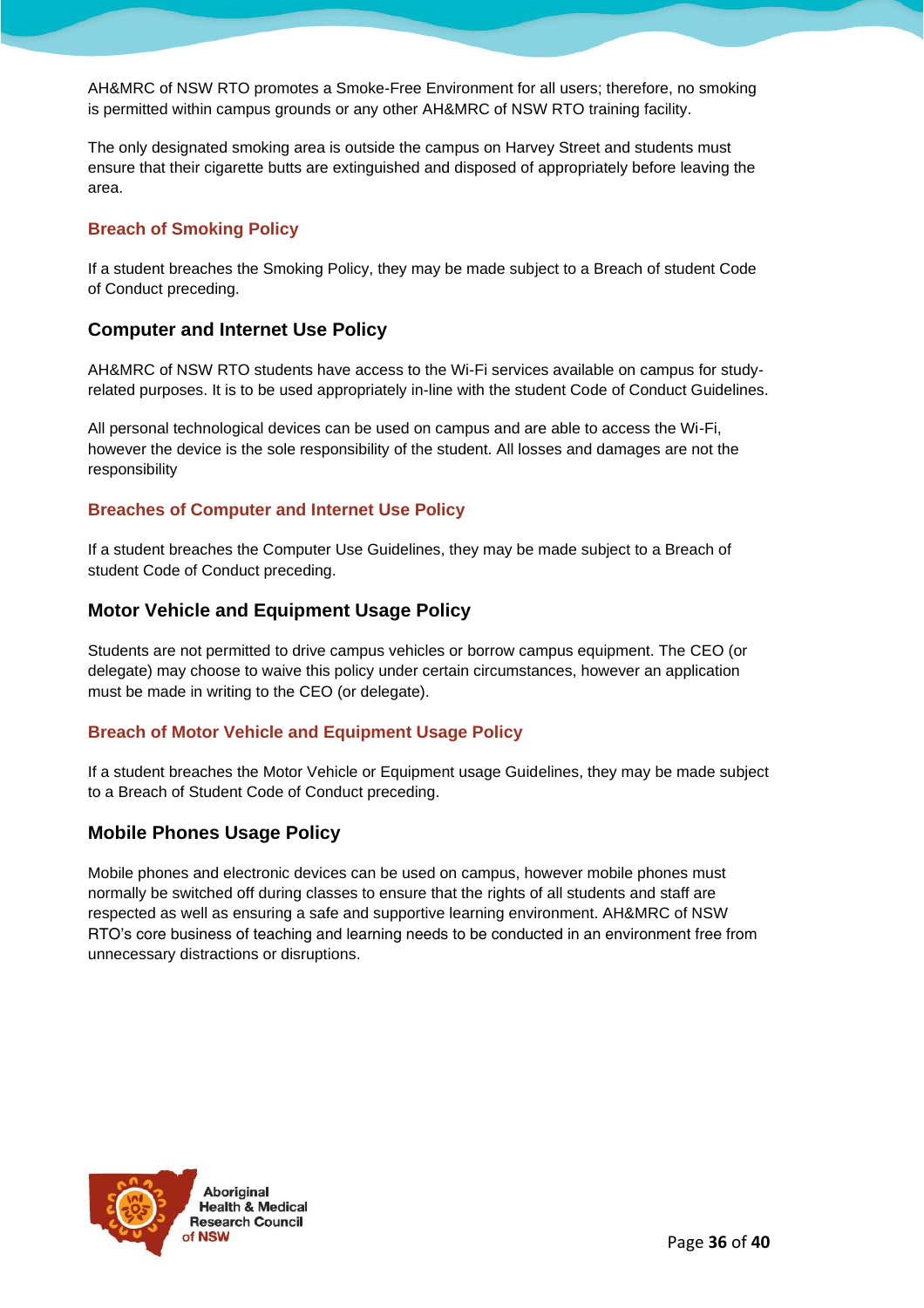AH&MRC of NSW RTO promotes a Smoke-Free Environment for all users; therefore, no smoking is permitted within campus grounds or any other AH&MRC of NSW RTO training facility.

The only designated smoking area is outside the campus on Harvey Street and students must ensure that their cigarette butts are extinguished and disposed of appropriately before leaving the area.

### Breach of Smoking Policy

If a student breaches the Smoking Policy, they may be made subject to a Breach of student Code of Conduct preceding.

## Computer and Internet Use Policy

AH&MRC of NSW RTO students have access to the Wi-Fi services available on campus for study-related purposes. It is to be used appropriately in-line with the student Code of Conduct Guidelines.

All personal technological devices can be used on campus and are able to access the Wi-Fi, however the device is the sole responsibility of the student. All losses and damages are not the responsibility

### Breaches of Computer and Internet Use Policy

If a student breaches the Computer Use Guidelines, they may be made subject to a Breach of student Code of Conduct preceding.

## Motor Vehicle and Equipment Usage Policy

Students are not permitted to drive campus vehicles or borrow campus equipment. The CEO (or delegate) may choose to waive this policy under certain circumstances, however an application must be made in writing to the CEO (or delegate).

### Breach of Motor Vehicle and Equipment Usage Policy

If a student breaches the Motor Vehicle or Equipment usage Guidelines, they may be made subject to a Breach of Student Code of Conduct preceding.

## Mobile Phones Usage Policy

Mobile phones and electronic devices can be used on campus, however mobile phones must normally be switched off during classes to ensure that the rights of all students and staff are respected as well as ensuring a safe and supportive learning environment. AH&MRC of NSW RTO's core business of teaching and learning needs to be conducted in an environment free from unnecessary distractions or disruptions.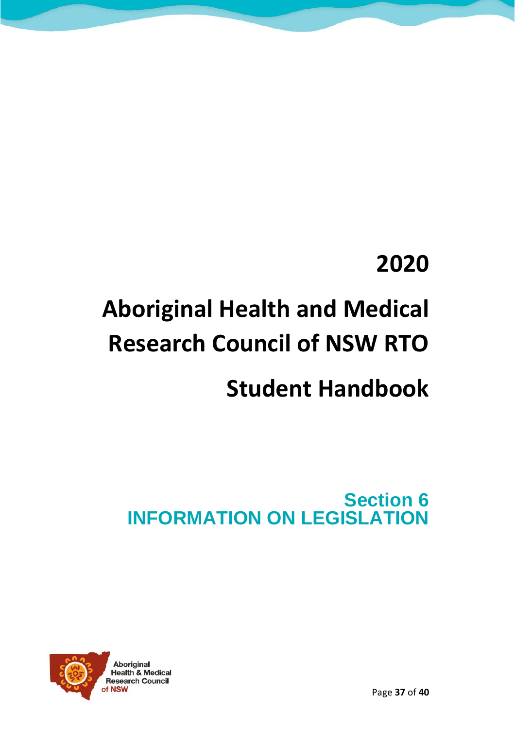# 2020

# Aboriginal Health and Medical Research Council of NSW RTO

# Student Handbook

## Section 6
## INFORMATION ON LEGISLATION

Aboriginal Health & Medical Research Council of NSW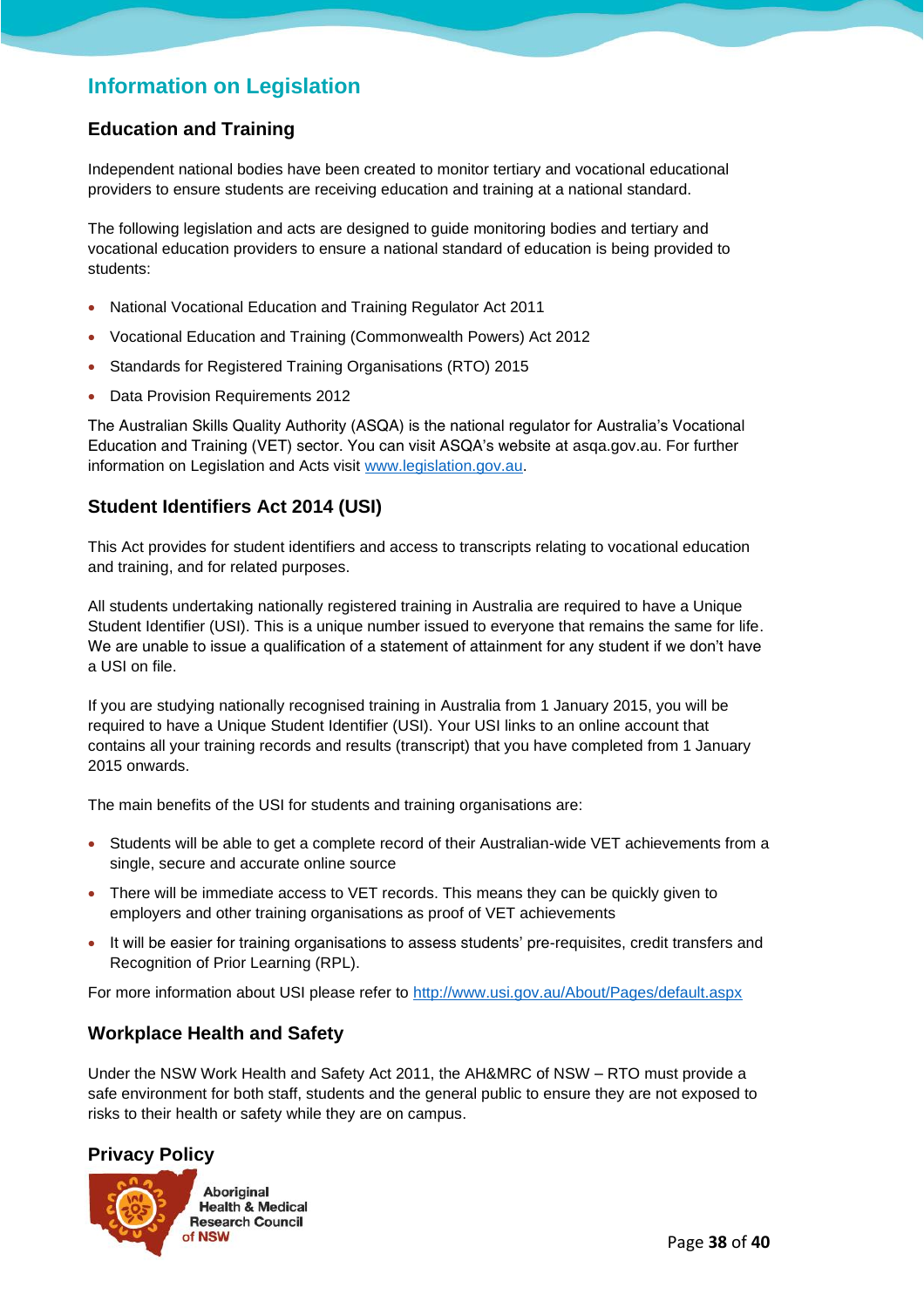## Information on Legislation

### Education and Training

Independent national bodies have been created to monitor tertiary and vocational educational providers to ensure students are receiving education and training at a national standard.

The following legislation and acts are designed to guide monitoring bodies and tertiary and vocational education providers to ensure a national standard of education is being provided to students:

- National Vocational Education and Training Regulator Act 2011
- Vocational Education and Training (Commonwealth Powers) Act 2012
- Standards for Registered Training Organisations (RTO) 2015
- Data Provision Requirements 2012

The Australian Skills Quality Authority (ASQA) is the national regulator for Australia's Vocational Education and Training (VET) sector. You can visit ASQA's website at asqa.gov.au. For further information on Legislation and Acts visit [www.legislation.gov.au](http://www.legislation.gov.au).

### Student Identifiers Act 2014 (USI)

This Act provides for student identifiers and access to transcripts relating to vocational education and training, and for related purposes.

All students undertaking nationally registered training in Australia are required to have a Unique Student Identifier (USI). This is a unique number issued to everyone that remains the same for life. We are unable to issue a qualification of a statement of attainment for any student if we don't have a USI on file.

If you are studying nationally recognised training in Australia from 1 January 2015, you will be required to have a Unique Student Identifier (USI). Your USI links to an online account that contains all your training records and results (transcript) that you have completed from 1 January 2015 onwards.

The main benefits of the USI for students and training organisations are:

- Students will be able to get a complete record of their Australian-wide VET achievements from a single, secure and accurate online source
- There will be immediate access to VET records. This means they can be quickly given to employers and other training organisations as proof of VET achievements
- It will be easier for training organisations to assess students' pre-requisites, credit transfers and Recognition of Prior Learning (RPL).

For more information about USI please refer to [http://www.usi.gov.au/About/Pages/default.aspx](http://www.usi.gov.au/About/Pages/default.aspx)

### Workplace Health and Safety

Under the NSW Work Health and Safety Act 2011, the AH&MRC of NSW – RTO must provide a safe environment for both staff, students and the general public to ensure they are not exposed to risks to their health or safety while they are on campus.

### Privacy Policy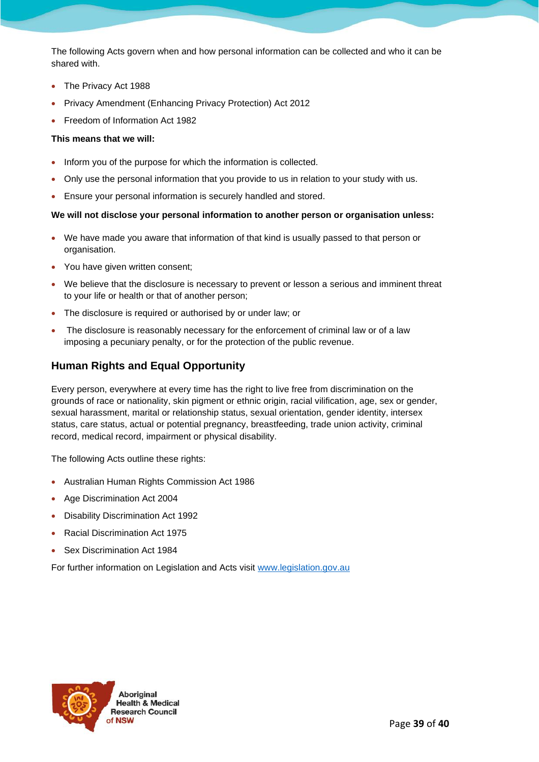The following Acts govern when and how personal information can be collected and who it can be shared with.

- The Privacy Act 1988
- Privacy Amendment (Enhancing Privacy Protection) Act 2012
- Freedom of Information Act 1982

**This means that we will:**

- Inform you of the purpose for which the information is collected.
- Only use the personal information that you provide to us in relation to your study with us.
- Ensure your personal information is securely handled and stored.

**We will not disclose your personal information to another person or organisation unless:**

- We have made you aware that information of that kind is usually passed to that person or organisation.
- You have given written consent;
- We believe that the disclosure is necessary to prevent or lesson a serious and imminent threat to your life or health or that of another person;
- The disclosure is required or authorised by or under law; or
- The disclosure is reasonably necessary for the enforcement of criminal law or of a law imposing a pecuniary penalty, or for the protection of the public revenue.

## Human Rights and Equal Opportunity

Every person, everywhere at every time has the right to live free from discrimination on the grounds of race or nationality, skin pigment or ethnic origin, racial vilification, age, sex or gender, sexual harassment, marital or relationship status, sexual orientation, gender identity, intersex status, care status, actual or potential pregnancy, breastfeeding, trade union activity, criminal record, medical record, impairment or physical disability.

The following Acts outline these rights:

- Australian Human Rights Commission Act 1986
- Age Discrimination Act 2004
- Disability Discrimination Act 1992
- Racial Discrimination Act 1975
- Sex Discrimination Act 1984

For further information on Legislation and Acts visit www.legislation.gov.au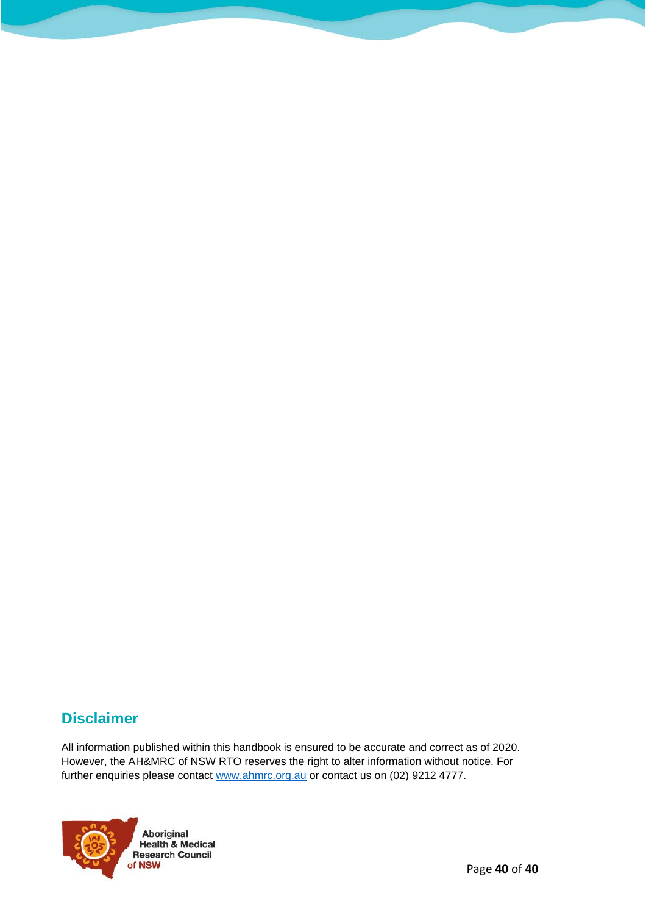## Disclaimer

All information published within this handbook is ensured to be accurate and correct as of 2020. However, the AH&MRC of NSW RTO reserves the right to alter information without notice. For further enquiries please contact www.ahmrc.org.au or contact us on (02) 9212 4777.

Aboriginal Health & Medical Research Council of NSW